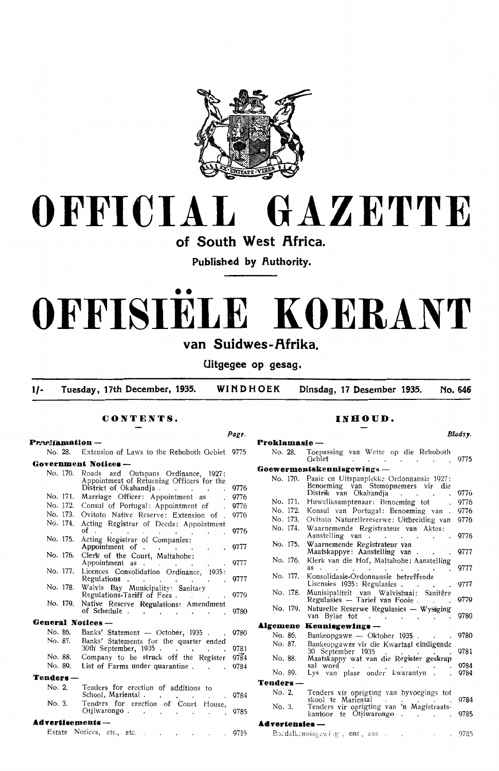# OFFICIAL GAZETTE

## of South West Africa.

**Published by Authority.**

# OFFISIËLE KOERANT

## van Suidwes-Afrika.

**Uitgegee op gesag.**

1/- Tuesday, 17th December, 1935. **WINDHOEK** Dinsdag, 17 Desember 1935. No. 646

## CONTENTS.

| | | Page. |
|---|---|---|
| **Proclamation —** | | |
| No. 28. | Extension of Laws to the Rehoboth Gebiet | 9775 |
| **Government Notices —** | | |
| No. 170. | Roads and Outspans Ordinance, 1927: Appointment of Returning Officers for the District of Okahandja | 9776 |
| No. 171. | Marriage Officer: Appointment as | 9776 |
| No. 172. | Consul of Portugal: Appointment of | 9776 |
| No. 173. | Ovitoto Native Reserve: Extension of | 9776 |
| No. 174. | Acting Registrar of Deeds: Appointment of | 9776 |
| No. 175. | Acting Registrar of Companies: Appointment of | 9777 |
| No. 176. | Clerk of the Court, Maltahohe: Appointment as | 9777 |
| No. 177. | Licences Consolidation Ordinance, 1935: Regulations | 9777 |
| No. 178. | Walvis Bay Municipality: Sanitary Regulations-Tariff of Fees | 9779 |
| No. 179. | Native Reserve Regulations: Amendment of Schedule | 9780 |
| **General Notices —** | | |
| No. 86. | Banks' Statement — October, 1935 | 9780 |
| No. 87. | Banks' Statements for the quarter ended 30th September, 1935 | 9781 |
| No. 88. | Company to be struck off the Register | 9784 |
| No. 89. | List of Farms under quarantine | 9784 |
| **Tenders —** | | |
| No. 2. | Tenders for erection of additions to School, Mariental | 9784 |
| No. 3. | Tenders for erection of Court House, Otjiwarongo | 9785 |
| **Advertisements —** | | |
| | Estate Notices, etc., etc. | 9785 |

## INHOUD.

| | | Bladsy. |
|---|---|---|
| **Proklamasie —** | | |
| No. 28. | Toepassing van Wette op die Rehoboth Gebiet | 9775 |
| **Goewermentskennisgewings —** | | |
| No. 170. | Paaie en Uitspanplekke Ordonnansie 1927: Benoeming van Stemopnemers vir die Distrik van Okahandja | 9776 |
| No. 171. | Huweliksamptenaar: Benoeming tot | 9776 |
| No. 172. | Konsul van Portugal: Benoeming van | 9776 |
| No. 173. | Ovitoto Naturellereserwe: Uitbreiding van | 9776 |
| No. 174. | Waarnemende Registrateur van Aktes: Aanstelling van | 9776 |
| No. 175. | Waarnemende Registrateur van Maatskappye: Aanstelling van | 9777 |
| No. 176. | Klerk van die Hof, Maltahohe: Aanstelling as | 9777 |
| No. 177. | Konsolidasie-Ordonnansie betreffende Lisensies 1935: Regulasies | 9777 |
| No. 178. | Munisipaliteit van Walvisbaai: Sanitêre Regulasies — Tarief van Fooie | 9779 |
| No. 179. | Naturelle Reserwe Regulasies — Wysiging van Bylae tot | 9780 |
| **Algemene Kennisgewings —** | | |
| No. 86. | Bankeopgawe — Oktober 1935 | 9780 |
| No. 87. | Bankeopgawes vir die Kwartaal eindigende 30 September 1935 | 9781 |
| No. 88. | Maatskappy wat van die Register geskrap sal word | 9784 |
| No. 89. | Lys van plase onder kwarantyn | 9784 |
| **Tenders —** | | |
| No. 2. | Tenders vir oprigting van byvoegings tot skool te Mariental | 9784 |
| No. 3. | Tenders vir oprigting van 'n Magistraatskantoor te Otjiwarongo | 9785 |
| **Advertensies —** | | |
| | Boedelkennisgewings, ens., ens. | 9785 |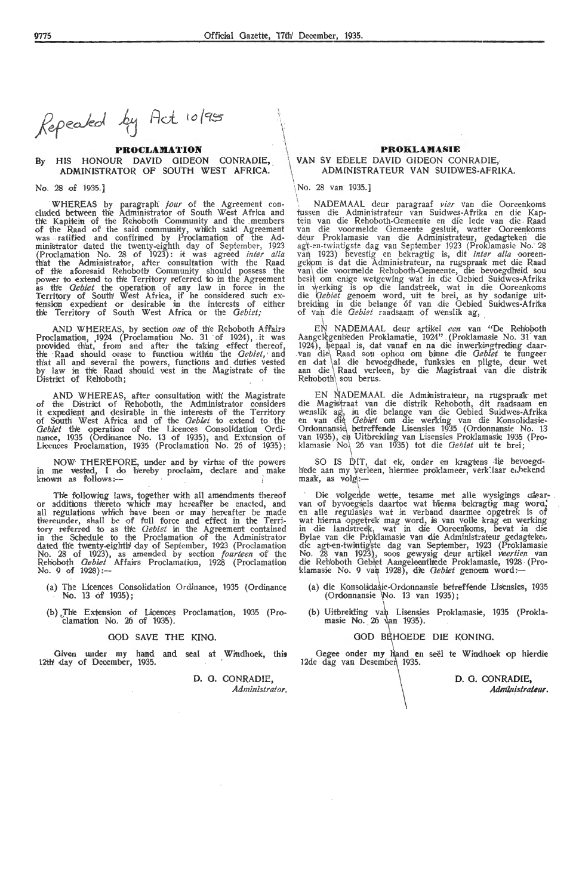*Repealed by Act 10/955*

## PROCLAMATION

### By HIS HONOUR DAVID GIDEON CONRADIE, ADMINISTRATOR OF SOUTH WEST AFRICA.

No. 28 of 1935.]

WHEREAS by paragraph *four* of the Agreement concluded between the Administrator of South West Africa and the Kapitein of the Rehoboth Community and the members of the Raad of the said community, which said Agreement was ratified and confirmed by Proclamation of the Administrator dated the twenty-eighth day of September, 1923 (Proclamation No. 28 of 1923): it was agreed *inter alia* that the Administrator, after consultation with the Raad of the aforesaid Rehoboth Community should possess the power to extend to the Territory referred to in the Agreement as the *Gebiet* the operation of any law in force in the Territory of South West Africa, if he considered such extension expedient or desirable in the interests of either the Territory of South West Africa or the *Gebiet;*

AND WHEREAS, by section *one* of the Rehoboth Affairs Proclamation, 1924 (Proclamation No. 31 of 1924), it was provided that, from and after the taking effect thereof, the Raad should cease to function within the *Gebiet,* and that all and several the powers, functions and duties vested by law in the Raad should vest in the Magistrate of the District of Rehoboth;

AND WHEREAS, after consultation with the Magistrate of the District of Rehoboth, the Administrator considers it expedient and desirable in the interests of the Territory of South West Africa and of the *Gebiet* to extend to the *Gebiet* the operation of the Licences Consolidation Ordinance, 1935 (Ordinance No. 13 of 1935), and Extension of Licences Proclamation, 1935 (Proclamation No. 26 of 1935);

NOW THEREFORE, under and by virtue of the powers in me vested, I do hereby proclaim, declare and make known as follows:—

The following laws, together with all amendments thereof or additions thereto which may hereafter be enacted, and all regulations which have been or may hereafter be made thereunder, shall be of full force and effect in the Territory referred to as the *Gebiet* in the Agreement contained in the Schedule to the Proclamation of the Administrator dated the twenty-eighth day of September, 1923 (Proclamation No. 28 of 1923), as amended by section *fourteen* of the Rehoboth *Gebiet* Affairs Proclamation, 1928 (Proclamation No. 9 of 1928):—

(a) The Licences Consolidation Ordinance, 1935 (Ordinance No. 13 of 1935);

(b) The Extension of Licences Proclamation, 1935 (Proclamation No. 26 of 1935).

GOD SAVE THE KING.

Given under my hand and seal at Windhoek, this 12th day of December, 1935.

D. G. CONRADIE,
*Administrator.*

## PROKLAMASIE

### VAN SY EDELE DAVID GIDEON CONRADIE, ADMINISTRATEUR VAN SUIDWES-AFRIKA.

No. 28 van 1935.]

NADEMAAL deur paragraaf *vier* van die Ooreenkoms tussen die Administrateur van Suidwes-Afrika en die Kaptein van die Rehoboth-Gemeente en die lede van die Raad van die voormelde Gemeente gesluit, watter Ooreenkoms deur Proklamasie van die Administrateur, gedagteken die agt-en-twintigste dag van September 1923 (Proklamasie No. 28 van 1923) bevestig en bekragtig is, dit *inter alia* ooreengekom is dat die Administrateur, na rugspraak met die Raad van die voormelde Rehoboth-Gemeente, die bevoegdheid sou besit om enige wetgewing wat in die Gebied Suidwes-Afrika in werking is op die landstreek, wat in die Ooreenkoms die *Gebiet* genoem word, uit te brei, as hy sodanige uitbreiding in die belange óf van die Gebied Suidwes-Afrika of van die *Gebiet* raadsaam of wenslik ag,

EN NADEMAAL deur artikel *een* van "De Rehoboth Aangelegenheden Proklamatie, 1924" (Proklamasie No. 31 van 1924), bepaal is, dat vanaf en na die inwerkingtreding daarvan die Raad sou ophou om binne die *Gebiet* te fungeer en dat al die bevoegdhede, funksies en pligte, deur wet aan die Raad verleen, by die Magistraat van die distrik Rehoboth sou berus.

EN NADEMAAL die Administrateur, na rugspraak met die Magistraat van die distrik Rehoboth, dit raadsaam en wenslik ag, in die belange van die Gebied Suidwes-Afrika en van die *Gebiet* om die werking van die Konsolidasie-Ordonnansie betreffende Lisensies 1935 (Ordonnansie No. 13 van 1935), en Uitbreiding van Lisensies Proklamasie 1935 (Proklamasie No. 26 van 1935) tot die *Gebiet* uit te brei;

SO IS DIT, dat ek, onder en kragtens die bevoegdhede aan my verleen, hiermee proklameer, verklaar en bekend maak, as volg:—

Die volgende wette, tesame met alle wysigings daarvan of byvoegsels daartoe wat hierna bekragtig mag word, en alle regulasies wat in verband daarmee opgetrek is of wat hierna opgetrek mag word, is van volle krag en werking in die landstreek, wat in die Ooreenkoms, bevat in die Bylae van die Proklamasie van die Administrateur gedagteken die agt-en-twintigste dag van September, 1923 (Proklamasie No. 28 van 1923), soos gewysig deur artikel *veertien* van die Rehoboth Gebiet Aangeleenthede Proklamasie, 1928 (Proklamasie No. 9 van 1928), die *Gebiet* genoem word:—

(a) die Konsolidasie-Ordonnansie betreffende Lisensies 1935 (Ordonnansie No. 13 van 1935);

(b) Uitbreiding van Lisensies Proklamasie, 1935 (Proklamasie No. 26 van 1935).

GOD BEHOEDE DIE KONING.

Gegee onder my hand en seël te Windhoek op hierdie 12de dag van Desember 1935.

D. G. CONRADIE,
*Administrateur.*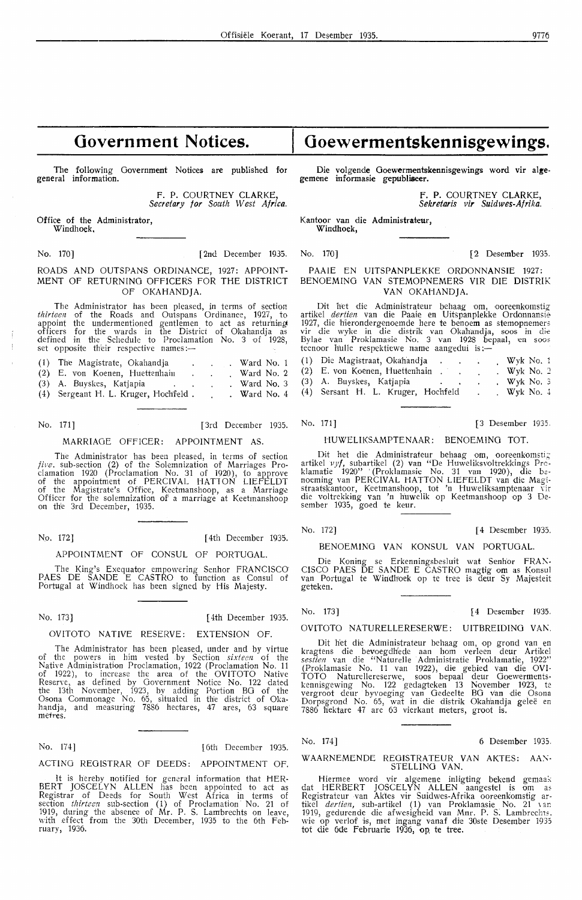# Government Notices.

The following Government Notices are published for general information.

F. P. COURTNEY CLARKE,
*Secretary for South West Africa.*

Office of the Administrator,
Windhoek,

No. 170] [2nd December 1935.

## ROADS AND OUTSPANS ORDINANCE, 1927: APPOINTMENT OF RETURNING OFFICERS FOR THE DISTRICT OF OKAHANDJA.

The Administrator has been pleased, in terms of section *thirteen* of the Roads and Outspans Ordinance, 1927, to appoint the undermentioned gentlemen to act as returning officers for the wards in the District of Okahandja as defined in the Schedule to Proclamation No. 3 of 1928, set opposite their respective names:—

(1) The Magistrate, Okahandja . . . . Ward No. 1
(2) E. von Koenen, Huettenhain . . . Ward No. 2
(3) A. Buyskes, Katjapia . . . . Ward No. 3
(4) Sergeant H. L. Kruger, Hochfeld . . . Ward No. 4

No. 171] [3rd December 1935.

## MARRIAGE OFFICER: APPOINTMENT AS.

The Administrator has been pleased, in terms of section *five*, sub-section (2) of the Solemnization of Marriages Proclamation 1920 (Proclamation No. 31 of 1920), to approve of the appointment of PERCIVAL HATTON LIEFELDT of the Magistrate's Office, Keetmanshoop, as a Marriage Officer for the solemnization of a marriage at Keetmanshoop on the 3rd December, 1935.

No. 172] [4th December 1935.

## APPOINTMENT OF CONSUL OF PORTUGAL.

The King's Exequator empowering Senhor FRANCISCO PAES DE SANDE E CASTRO to function as Consul of Portugal at Windhoek has been signed by His Majesty.

No. 173] [4th December 1935.

## OVITOTO NATIVE RESERVE: EXTENSION OF.

The Administrator has been pleased, under and by virtue of the powers in him vested by Section *sixteen* of the Native Administration Proclamation, 1922 (Proclamation No. 11 of 1922), to increase the area of the OVITOTO Native Reserve, as defined by Government Notice No. 122 dated the 13th November, 1923, by adding Portion BG of the Osona Commonage No. 65, situated in the district of Okahandja, and measuring 7886 hectares, 47 ares, 63 square metres.

No. 174] [6th December 1935.

## ACTING REGISTRAR OF DEEDS: APPOINTMENT OF.

It is hereby notified for general information that HERBERT JOSCELYN ALLEN has been appointed to act as Registrar of Deeds for South West Africa in terms of section *thirteen* sub-section (1) of Proclamation No. 21 of 1919, during the absence of Mr. P. S. Lambrechts on leave, with effect from the 30th December, 1935 to the 6th February, 1936.

# Goewermentskennisgewings.

Die volgende Goewermentskennisgewings word vir algemene informasie gepubliseer.

F. P. COURTNEY CLARKE,
*Sekretaris vir Suidwes-Afrika.*

Kantoor van die Administrateur,
Windhoek,

No. 170] [2 Desember 1935.

## PAAIE EN UITSPANPLEKKE ORDONNANSIE 1927: BENOEMING VAN STEMOPNEMERS VIR DIE DISTRIK VAN OKAHANDJA.

Dit het die Administrateur behaag om, ooreenkomstig artikel *dertien* van die Paaie en Uitspanplekke Ordonnansie 1927, die hierondergenoemde here te benoem as stemopnemers vir die wyke in die distrik van Okahandja, soos in die Bylae van Proklamasie No. 3 van 1928 bepaal, en soos teenoor hulle respektiewe name aangedui is:—

(1) Die Magistraat, Okahandja . . . . Wyk No. 1
(2) E. von Koenen, Huettenhain . . . . Wyk No. 2
(3) A. Buyskes, Katjapia . . . . Wyk No. 3
(4) Sersant H. L. Kruger, Hochfeld . . . Wyk No. 4

No. 171] [3 Desember 1935.

## HUWELIKSAMPTENAAR: BENOEMING TOT.

Dit het die Administrateur behaag om, ooreenkomstig artikel *vyf*, subartikel (2) van "De Huweliksvoltrekkings Proklamatie 1920" (Proklamasie No. 31 van 1920), die benoeming van PERCIVAL HATTON LIEFELDT van die Magistraatskantoor, Keetmanshoop, tot 'n Huweliksamptenaar vir die voltrekking van 'n huwelik op Keetmanshoop op 3 Desember 1935, goed te keur.

No. 172] [4 Desember 1935.

## BENOEMING VAN KONSUL VAN PORTUGAL.

Die Koning se Erkenningsbesluit wat Senhor FRANCISCO PAES DE SANDE E CASTRO magtig om as Konsul van Portugal te Windhoek op te tree is deur Sy Majesteit geteken.

No. 173] [4 Desember 1935.

## OVITOTO NATURELLERESERWE: UITBREIDING VAN.

Dit het die Administrateur behaag om, op grond van en kragtens die bevoegdhede aan hom verleen deur Artikel *sestien* van die "Naturelle Administratie Proklamatie, 1922" (Proklamasie No. 11 van 1922), die gebied van die OVITOTO Naturellereserwe, soos bepaal deur Goewermentskennisgewing No. 122 gedagteken 13 November 1923, te vergroot deur byvoeging van Gedeelte BG van die Osona Dorpsgrond No. 65, wat in die distrik Okahandja geleë en 7886 hektare 47 are 63 vierkant meters, groot is.

No. 174] 6 Desember 1935.

## WAARNEMENDE REGISTRATEUR VAN AKTES: AANSTELLING VAN.

Hiermee word vir algemene inligting bekend gemaak dat HERBERT JOSCELYN ALLEN aangestel is om as Registrateur van Aktes vir Suidwes-Afrika ooreenkomstig artikel *dertien*, sub-artikel (1) van Proklamasie No. 21 van 1919, gedurende die afwesigheid van Mnr. P. S. Lambrechts, wie op verlof is, met ingang vanaf die 30ste Desember 1935 tot die 6de Februarie 1936, op te tree.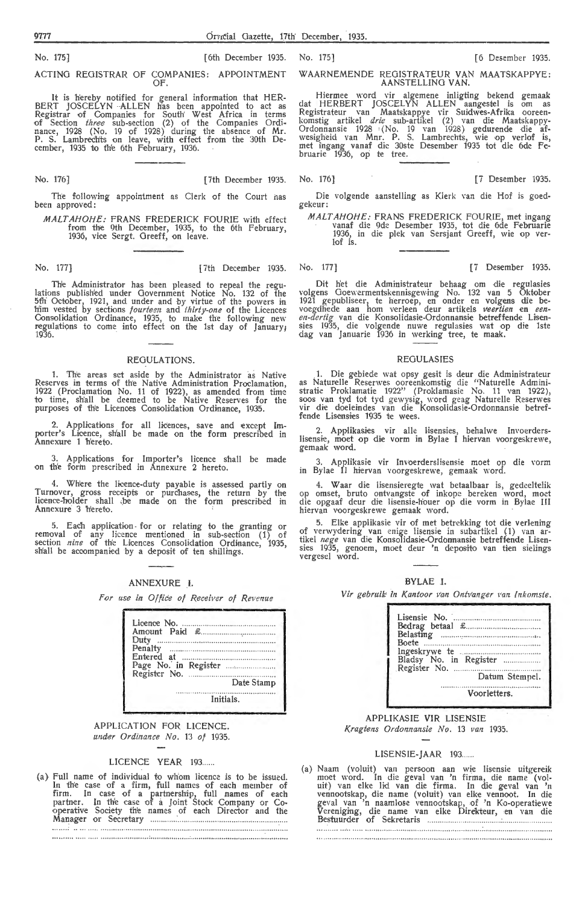No. 175] [6th December 1935.

ACTING REGISTRAR OF COMPANIES: APPOINTMENT OF.

It is hereby notified for general information that HERBERT JOSCELYN ALLEN has been appointed to act as Registrar of Companies for South West Africa in terms of Section *three* sub-section (2) of the Companies Ordinance, 1928 (No. 19 of 1928) during the absence of Mr. P. S. Lambrechts on leave, with effect from the 30th December, 1935 to the 6th February, 1936.

---

No. 176] [7th December 1935.

The following appointment as Clerk of the Court has been approved:

*MALTAHOHE:* FRANS FREDERICK FOURIE with effect from the 9th December, 1935, to the 6th February, 1936, vice Sergt. Greeff, on leave.

---

No. 177] [7th December 1935.

The Administrator has been pleased to repeal the regulations published under Government Notice No. 132 of the 5th October, 1921, and under and by virtue of the powers in him vested by sections *fourteen* and *thirty-one* of the Licences Consolidation Ordinance, 1935, to make the following new regulations to come into effect on the 1st day of January, 1936.

## REGULATIONS.

1. The areas set aside by the Administrator as Native Reserves in terms of the Native Administration Proclamation, 1922 (Proclamation No. 11 of 1922), as amended from time to time, shall be deemed to be Native Reserves for the purposes of the Licences Consolidation Ordinance, 1935.

2. Applications for all licences, save and except Importer's Licence, shall be made on the form prescribed in Annexure 1 hereto.

3. Applications for Importer's licence shall be made on the form prescribed in Annexure 2 hereto.

4. Where the licence-duty payable is assessed partly on Turnover, gross receipts or purchases, the return by the licence-holder shall be made on the form prescribed in Annexure 3 hereto.

5. Each application for or relating to the granting or removal of any licence mentioned in sub-section (1) of section *nine* of the Licences Consolidation Ordinance, 1935, shall be accompanied by a deposit of ten shillings.

---

## ANNEXURE I.

*For use in Office of Receiver of Revenue*

| |
|---|
| Licence No. ............................................ |
| Amount Paid £........................................ |
| Duty ........................................................ |
| Penalty .................................................... |
| Entered at ............................................... |
| Page No. in Register ............................ |
| Register No. ........................................... |
| Date Stamp |
| ........................................ |
| Initials. |

APPLICATION FOR LICENCE.
*under Ordinance No. 13 of 1935.*

LICENCE YEAR 193......

(a) Full name of individual to whom licence is to be issued. In the case of a firm, full names of each member of firm. In case of a partnership, full names of each partner. In the case of a Joint Stock Company or Co-operative Society the names of each Director and the Manager or Secretary ..............................................................
...........................................................................................
...........................................................................................

---

No. 175] [6 Desember 1935.

WAARNEMENDE REGISTRATEUR VAN MAATSKAPPYE: AANSTELLING VAN.

Hiermee word vir algemene inligting bekend gemaak dat HERBERT JOSCELYN ALLEN aangestel is om as Registrateur van Maatskappye vir Suidwes-Afrika ooreenkomstig artikel *drie* sub-artikel (2) van die Maatskappy-Ordonnansie 1928 (No. 19 van 1928) gedurende die afwesigheid van Mnr. P. S. Lambrechts, wie op verlof is, met ingang vanaf die 30ste Desember 1935 tot die 6de Februarie 1936, op te tree.

---

No. 176] [7 Desember 1935.

Die volgende aanstelling as Klerk van die Hof is goedgekeur:

*MALTAHOHE:* FRANS FREDERICK FOURIE, met ingang vanaf die 9de Desember 1935, tot die 6de Februarie 1936, in die plek van Sersjant Greeff, wie op verlof is.

---

No. 177] [7 Desember 1935.

Dit het die Administrateur behaag om die regulasies volgens Goewermentskennisgewing No. 132 van 5 Oktober 1921 gepubliseer, te herroep, en onder en volgens die bevoegdhede aan hom verleen deur artikels *veertien* en *een-en-dertig* van die Konsolidasie-Ordonnansie betreffende Lisensies 1935, die volgende nuwe regulasies wat op die 1ste dag van Januarie 1936 in werking tree, te maak.

## REGULASIES

1. Die gebiede wat opsy gesit is deur die Administrateur as Naturelle Reserwes ooreenkomstig die "Naturelle Administratie Proklamatie 1922" (Proklamasie No. 11 van 1922), soos van tyd tot tyd gewysig, word geag Naturelle Reserwes vir die doeleindes van die Konsolidasie-Ordonnansie betreffende Lisensies 1935 te wees.

2. Applikasies vir alle lisensies, behalwe Invoerderslisensie, moet op die vorm in Bylae I hiervan voorgeskrewe, gemaak word.

3. Applikasie vir Invoerderslisensie moet op die vorm in Bylae II hiervan voorgeskrewe, gemaak word.

4. Waar die lisensieregte wat betaalbaar is, gedeeltelik op omset, bruto ontvangste of inkope bereken word, moet die opgaaf deur die lisensie-houer op die vorm in Bylae III hiervan voorgeskrewe gemaak word.

5. Elke applikasie vir of met betrekking tot die verlening of verwydering van enige lisensie in subartikel (1) van artikel *nege* van die Konsolidasie-Ordonnansie betreffende Lisensies 1935, genoem, moet deur 'n deposito van tien sielings vergesel word.

---

## BYLAE I.

*Vir gebruik in Kantoor van Ontvanger van Inkomste.*

| |
|---|
| Lisensie No. ........................................... |
| Bedrag betaal £...................................... |
| Belasting ................................................ |
| Boete ....................................................... |
| Ingeskrywe te ........................................ |
| Bladsy No. in Register ......................... |
| Register No. .......................................... |
| Datum Stempel. |
| ........................................ |
| Voorletters. |

APPLIKASIE VIR LISENSIE
*Kragtens Ordonnansie No. 13 van 1935.*

LISENSIE-JAAR 193......

(a) Naam (voluit) van persoon aan wie lisensie uitgereik moet word. In die geval van 'n firma, die name (voluit) van elke lid van die firma. In die geval van 'n vennootskap, die name (voluit) van elke vennoot. In die geval van 'n naamlose vennootskap, of 'n Ko-operatiewe Vereniging, die name van elke Direkteur, en van die Bestuurder of Sekretaris ..............................................
...........................................................................................
...........................................................................................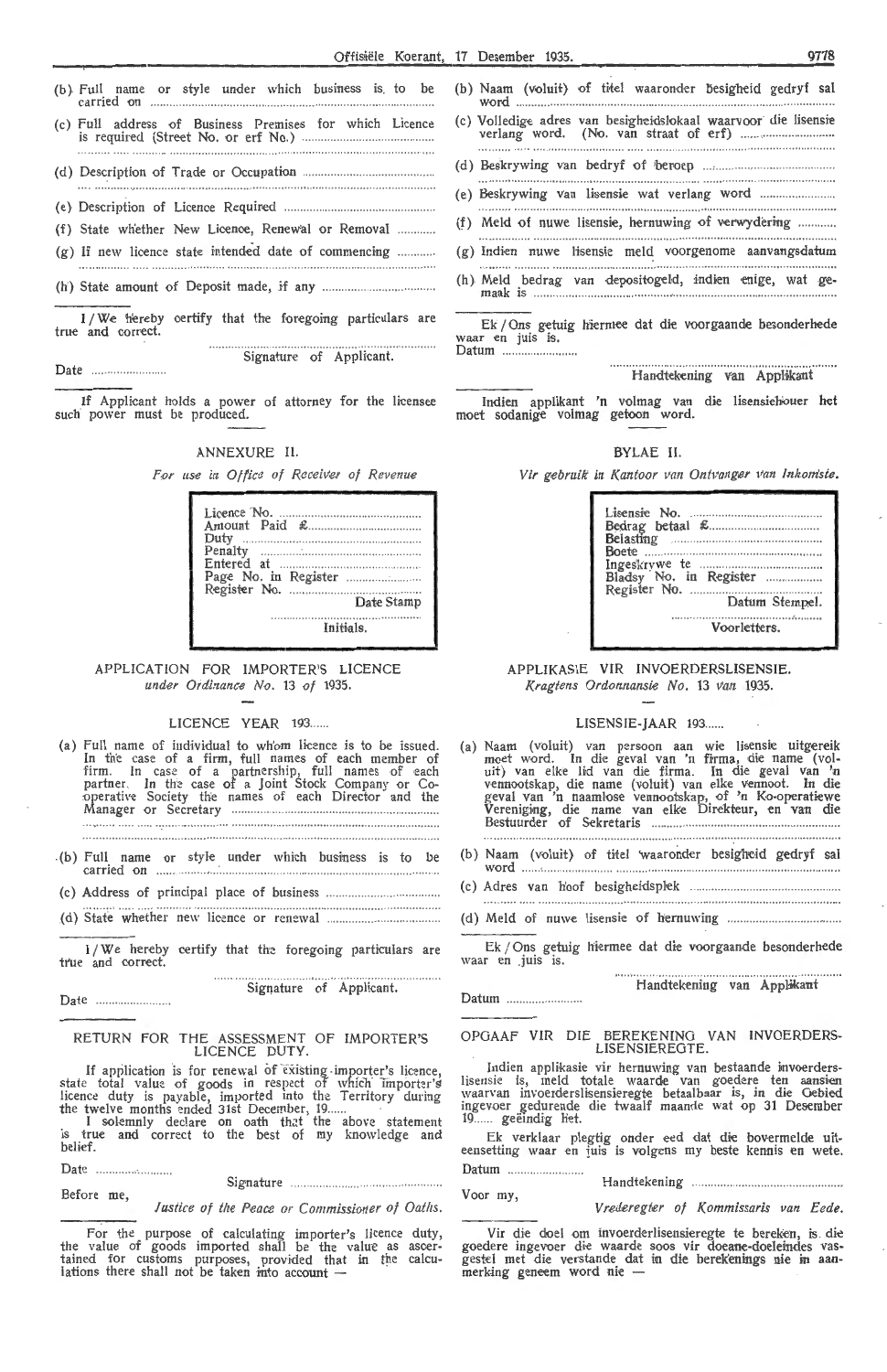(b) Full name or style under which business is to be carried on ..........................................................................

(c) Full address of Business Premises for which Licence is required (Street No. or erf No.) ..........................................

..........................................................................

(d) Description of Trade or Occupation ..........................................

..........................................................................

(e) Description of Licence Required ..........................................

(f) State whether New Licence, Renewal or Removal ............

(g) If new licence state intended date of commencing ............

..........................................................................

(h) State amount of Deposit made, if any ..........................................

I/We hereby certify that the foregoing particulars are true and correct.

..........................................................................
Signature of Applicant.

Date ..........................

If Applicant holds a power of attorney for the licensee such power must be produced.

(b) Naam (voluit) of titel waaronder besigheid gedryf sal word ..........................................................................

(c) Volledige adres van besigheidslokaal waarvoor die lisensie verlang word. (No. van straat of erf) ..........................

..........................................................................

(d) Beskrywing van bedryf of beroep ..........................................

..........................................................................

(e) Beskrywing van lisensie wat verlang word ..........................

(f) Meld of nuwe lisensie, hernuwing of verwydering ............

..........................................................................

(g) Indien nuwe lisensie meld voorgenome aanvangsdatum

..........................................................................

(h) Meld bedrag van depositogeld, indien enige, wat gemaak is ..........................................................................

Ek/Ons getuig hiermee dat die voorgaande besonderhede waar en juis is.

Datum ..........................

..........................................................................
Handtekening van Applikant

Indien applikant 'n volmag van die lisensiehouer het moet sodanige volmag getoon word.

## ANNEXURE II.

*For use in Office of Receiver of Revenue*

Licence No. ..........................................
Amount Paid £..........................................
Duty ..........................................
Penalty ..........................................
Entered at ..........................................
Page No. in Register ..........................
Register No. ..........................................
Date Stamp

..........................................
Initials.

## BYLAE II.

*Vir gebruik in Kantoor van Ontvanger van Inkomste.*

Lisensie No. ..........................................
Bedrag betaal £..........................................
Belasting ..........................................
Boete ..........................................
Ingeskrywe te ..........................................
Bladsy No. in Register ..........................
Register No. ..........................................
Datum Stempel.

..........................................
Voorletters.

## APPLICATION FOR IMPORTER'S LICENCE
*under Ordinance No. 13 of 1935.*

### LICENCE YEAR 193......

(a) Full name of individual to whom licence is to be issued. In the case of a firm, full names of each member of firm. In case of a partnership, full names of each partner. In the case of a Joint Stock Company or Co-operative Society the names of each Director and the Manager or Secretary ..........................................

..........................................................................

..........................................................................

(b) Full name or style under which business is to be carried on ..........................................................................

(c) Address of principal place of business ..........................

..........................................................................

(d) State whether new licence or renewal ..........................

I/We hereby certify that the foregoing particulars are true and correct.

..........................................................................
Signature of Applicant.

Date ..........................

## APPLIKASIE VIR INVOERDERSLISENSIE.
*Kragtens Ordonnansie No. 13 van 1935.*

### LISENSIE-JAAR 193......

(a) Naam (voluit) van persoon aan wie lisensie uitgereik moet word. In die geval van 'n firma, die name (voluit) van elke lid van die firma. In die geval van 'n vennootskap, die name (voluit) van elke vennoot. In die geval van 'n naamlose vennootskap, of 'n Ko-operatiewe Vereniging, die name van elke Direkteur, en van die Bestuurder of Sekretaris ..........................................

..........................................................................

(b) Naam (voluit) of titel waaronder besigheid gedryf sal word ..........................................................................

(c) Adres van hoof besigheidsplek ..........................................

..........................................................................

(d) Meld of nuwe lisensie of hernuwing ..........................

Ek/Ons getuig hiermee dat die voorgaande besonderhede waar en juis is.

..........................................................................
Handtekening van Applikant

Datum ..........................

## RETURN FOR THE ASSESSMENT OF IMPORTER'S LICENCE DUTY.

If application is for renewal of existing importer's licence, state total value of goods in respect of which importer's licence duty is payable, imported into the Territory during the twelve months ended 31st December, 19......

I solemnly declare on oath that the above statement is true and correct to the best of my knowledge and belief.

Date ..........................

Signature ..........................................

Before me,

*Justice of the Peace or Commissioner of Oaths.*

For the purpose of calculating importer's licence duty, the value of goods imported shall be the value as ascertained for customs purposes, provided that in the calculations there shall not be taken into account —

## OPGAAF VIR DIE BEREKENING VAN INVOERDERS-LISENSIEREGTE.

Indien applikasie vir hernuwing van bestaande invoerderslisensie is, meld totale waarde van goedere ten aansien waarvan invoerderslisensieregte betaalbaar is, in die Gebied ingevoer gedurende die twaalf maande wat op 31 Desember 19...... geëindig het.

Ek verklaar plegtig onder eed dat die bovermelde uiteensetting waar en juis is volgens my beste kennis en wete.

Datum ..........................

Handtekening ..........................................

Voor my,

*Vrederegter of Kommissaris van Eede.*

Vir die doel om invoerderlisensieregte te bereken, is die goedere ingevoer die waarde soos vir doeane-doeleindes vasgestel met die verstande dat in die berekenings nie in aanmerking geneem word nie —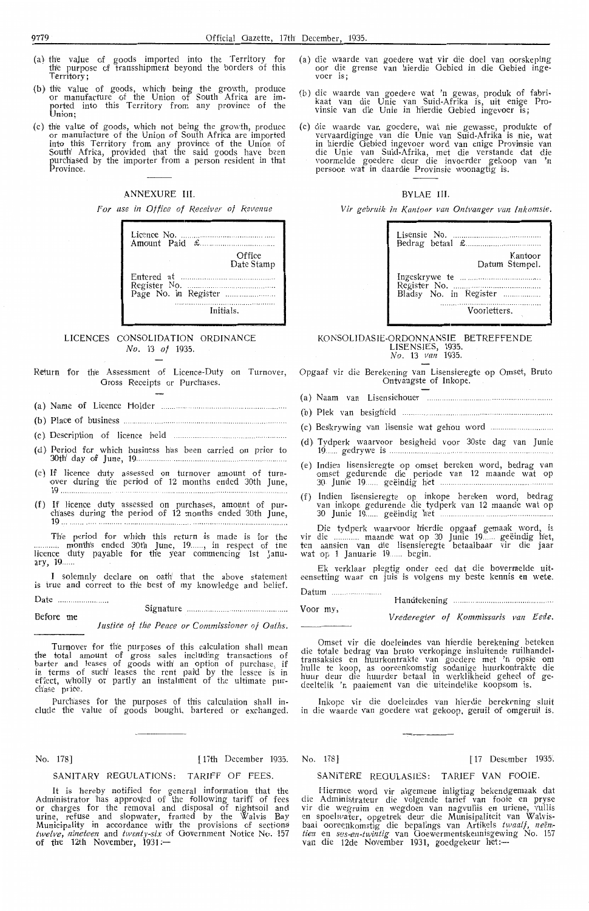(a) the value of goods imported into the Territory for the purpose of transshipment beyond the borders of this Territory;

(b) the value of goods, which being the growth, produce or manufacture of the Union of South Africa are imported into this Territory from any province of the Union;

(c) the value of goods, which not being the growth, produce or manufacture of the Union of South Africa are imported into this Territory from any province of the Union of South Africa, provided that the said goods have been purchased by the importer from a person resident in that Province.

## ANNEXURE III.

*For use in Office of Receiver of Revenue*

| |
|---|
| Licence No. ............................................ |
| Amount Paid £.......................................... |
| Office Date Stamp |
| Entered at ............................................ |
| Register No. ........................................... |
| Page No. in Register .......................... |
| ........................................................ |
| Initials. |

## LICENCES CONSOLIDATION ORDINANCE
### *No.* 13 *of* 1935.

Return for the Assessment of Licence-Duty on Turnover, Gross Receipts or Purchases.

(a) Name of Licence Holder ..........................................................

(b) Place of business ..........................................................

(c) Description of licence held ..........................................................

(d) Period for which business has been carried on prior to 30th day of June, 19..........................................................

(e) If licence duty assessed on turnover amount of turnover during the period of 12 months ended 30th June, 19..........................................................

(f) If licence duty assessed on purchases, amount of purchases during the period of 12 months ended 30th June, 19..........................................................

The period for which this return is made is for the ............ months ended 30th June, 19......, in respect of the licence duty payable for the year commencing 1st January, 19......

I solemnly declare on oath that the above statement is true and correct to the best of my knowledge and belief.

Date ........................

Signature ................................................

Before me

*Justice of the Peace or Commissioner of Oaths.*

---

Turnover for the purposes of this calculation shall mean the total amount of gross sales including transactions of barter and leases of goods with an option of purchase, if in terms of such leases the rent paid by the lessee is in effect, wholly or partly an instalment of the ultimate purchase price.

Purchases for the purposes of this calculation shall include the value of goods bought, bartered or exchanged.

---

(a) die waarde van goedere wat vir die doel van oorskeping oor die grense van hierdie Gebied in die Gebied ingevoer is;

(b) die waarde van goedere wat 'n gewas, produk of fabrikaat van die Unie van Suid-Afrika is, uit enige Provinsie van die Unie in hierdie Gebied ingevoer is;

(c) die waarde van goedere, wat nie gewasse, produkte of vervaardiginge van die Unie van Suid-Afrika is nie, wat in hierdie Gebied ingevoer word van enige Provinsie van die Unie van Suid-Afrika, met die verstande dat die voormelde goedere deur die invoerder gekoop van 'n persoon wat in daardie Provinsie woonagtig is.

## BYLAE III.

*Vir gebruik in Kantoor van Ontvanger van Inkomste.*

| |
|---|
| Lisensie No. ............................................ |
| Bedrag betaal £.......................................... |
| Kantoor Datum Stempel. |
| Ingeskrywe te ............................................ |
| Register No. ........................................... |
| Bladsy No. in Register .......................... |
| ........................................................ |
| Voorletters. |

## KONSOLIDASIE-ORDONNANSIE BETREFFENDE LISENSIES, 1935.
### *No.* 13 *van* 1935.

Opgaaf vir die Berekening van Lisensieregte op Omset, Bruto Ontvangste of Inkope.

(a) Naam van Lisensiehouer ..........................................................

(b) Plek van besigheid ..........................................................

(c) Beskrywing van lisensie wat gehou word ..........................................................

(d) Tydperk waarvoor besigheid voor 30ste dag van Junie 19...... gedrywe is ..........................................................

(e) Indien lisensieregte op omset bereken word, bedrag van omset gedurende die periode van 12 maande wat op 30 Junie 19...... geëindig het ..........................................................

(f) Indien lisensieregte op inkope bereken word, bedrag van inkope gedurende die tydperk van 12 maande wat op 30 Junie 19...... geëindig het ..........................................................

Die tydperk waarvoor hierdie opgaaf gemaak word, is vir die ............ maande wat op 30 Junie 19...... geëindig het, ten aansien van die lisensieregte betaalbaar vir die jaar wat op 1 Januarie 19...... begin.

Ek verklaar plegtig onder eed dat die bovermelde uiteensetting waar en juis is volgens my beste kennis en wete.

Datum ........................

Handtekening ................................................

Voor my,

*Vrederegter of Kommissaris van Eede.*

---

Omset vir die doeleindes van hierdie berekening beteken die totale bedrag van bruto verkopinge insluitende ruilhandeltransaksies en huurkontrakte van goedere met 'n opsie om hulle te koop, as ooreenkomstig sodanige huurkontrakte die huur deur die huurder betaal in werklikheid geheel of gedeeltelik 'n paaiement van die uiteindelike koopsom is.

Inkope vir die doeleindes van hierdie berekening sluit in die waarde van goedere wat gekoop, geruil of omgeruil is.

---

No. 178] [17th December 1935.

## SANITARY REGULATIONS: TARIFF OF FEES.

It is hereby notified for general information that the Administrator has approved of the following tariff of fees or charges for the removal and disposal of nightsoil and urine, refuse and slopwater, framed by the Walvis Bay Municipality in accordance with the provisions of sections *twelve*, *nineteen* and *twenty-six* of Government Notice No. 157 of the 12th November, 1931:—

---

No. 178] [17 Desember 1935.

## SANITÊRE REGULASIES: TARIEF VAN FOOIE.

Hiermee word vir algemene inligting bekendgemaak dat die Administrateur die volgende tarief van fooie en pryse vir die wegruim en wegdoen van nagvullis en uriene, vullis en spoelwater, opgetrek deur die Munisipaliteit van Walvisbaai ooreenkomstig die bepalings van Artikels *twaalf*, *neëntien* en *ses-en-twintig* van Goewermentskennisgewing No. 157 van die 12de November 1931, goedgekeur het:—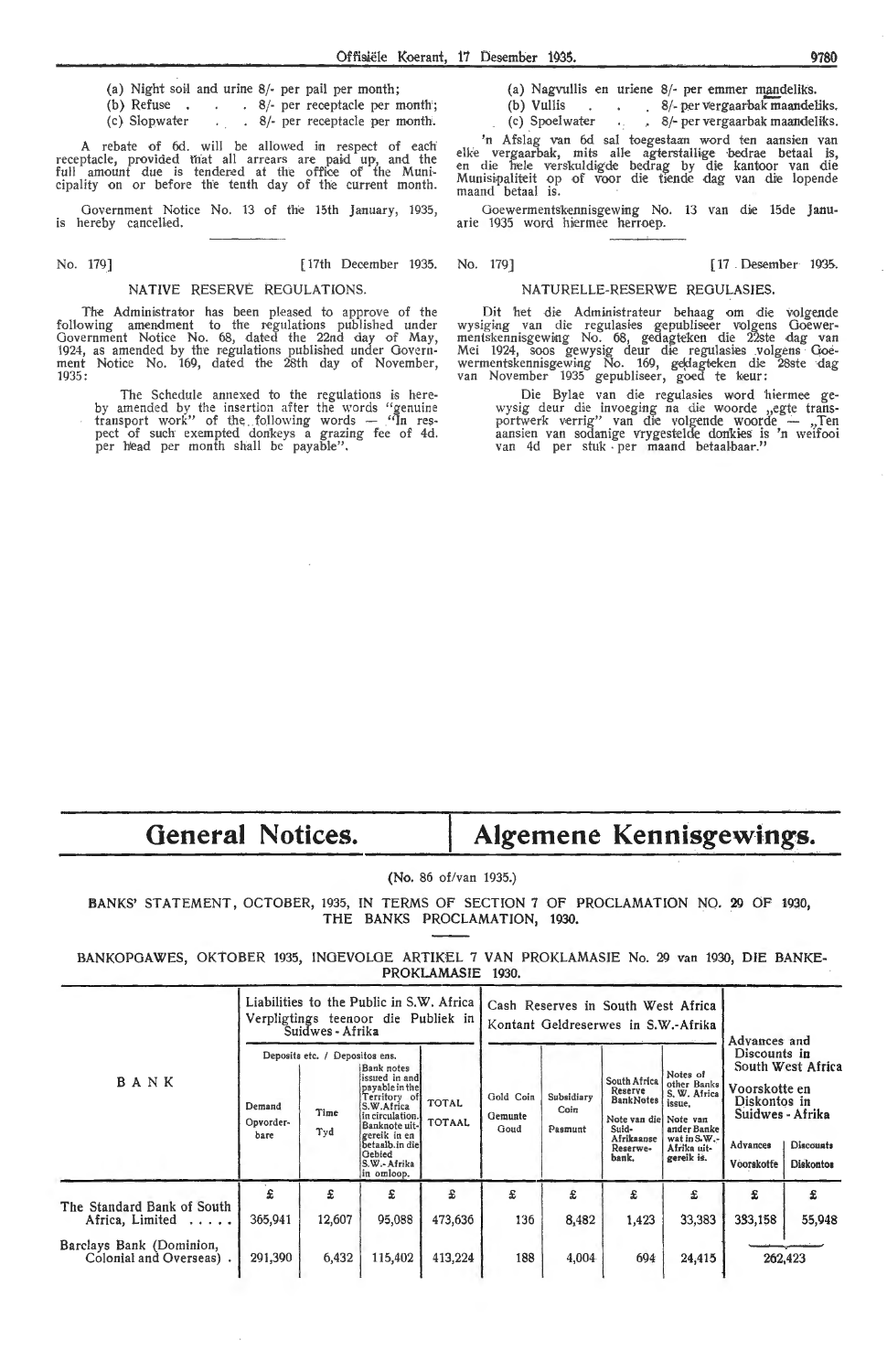(a) Night soil and urine 8/- per pail per month;
(b) Refuse . . . 8/- per receptacle per month;
(c) Slopwater . . 8/- per receptacle per month.

A rebate of 6d. will be allowed in respect of each receptacle, provided that all arrears are paid up, and the full amount due is tendered at the office of the Municipality on or before the tenth day of the current month.

Government Notice No. 13 of the 15th January, 1935, is hereby cancelled.

(a) Nagvullis en uriene 8/- per emmer maandeliks.
(b) Vullis . . . 8/- per vergaarbak maandeliks.
(c) Spoelwater . . 8/- per vergaarbak maandeliks.

'n Afslag van 6d sal toegestaan word ten aansien van elke vergaarbak, mits alle agterstallige bedrae betaal is, en die hele verskuldigde bedrag by die kantoor van die Munisipaliteit op of voor die tiende dag van die lopende maand betaal is.

Goewermentskennisgewing No. 13 van die 15de Januarie 1935 word hiermee herroep.

No. 179] [17th December 1935.

## NATIVE RESERVE REGULATIONS.

The Administrator has been pleased to approve of the following amendment to the regulations published under Government Notice No. 68, dated the 22nd day of May, 1924, as amended by the regulations published under Government Notice No. 169, dated the 28th day of November, 1935:

> The Schedule annexed to the regulations is hereby amended by the insertion after the words "genuine transport work" of the following words — "In respect of such exempted donkeys a grazing fee of 4d. per head per month shall be payable".

No. 179] [17 Desember 1935.

## NATURELLE-RESERWE REGULASIES.

Dit het die Administrateur behaag om die volgende wysiging van die regulasies gepubliseer volgens Goewermentskennisgewing No. 68, gedagteken die 22ste dag van Mei 1924, soos gewysig deur die regulasies volgens Goewermentskennisgewing No. 169, gedagteken die 28ste dag van November 1935 gepubliseer, goed te keur:

> Die Bylae van die regulasies word hiermee gewysig deur die invoeging na die woorde „egte transportwerk" van die volgende woorde — „Ten aansien van sodanige vrygestelde donkies is 'n weifooi van 4d per stuk per maand betaalbaar."

# General Notices. | Algemene Kennisgewings.

(No. 86 of/van 1935.)

BANKS' STATEMENT, OCTOBER, 1935, IN TERMS OF SECTION 7 OF PROCLAMATION NO. 29 OF 1930, THE BANKS PROCLAMATION, 1930.

BANKOPGAWES, OKTOBER 1935, INGEVOLGE ARTIKEL 7 VAN PROKLAMASIE No. 29 van 1930, DIE BANKE-PROKLAMASIE 1930.

| BANK | Liabilities to the Public in S.W. Africa / Verpligtings teenoor die Publiek in Suidwes-Afrika | | | | Cash Reserves in South West Africa / Kontant Geldreserwes in S.W.-Afrika | | | | Advances and Discounts in South West Africa / Voorskotte en Diskontos in Suidwes-Afrika | |
|---|---|---|---|---|---|---|---|---|---|---|
| | Deposits etc. / Depositos ens. | | | | | | | | | |
| | Demand / Opvorderbare | Time / Tyd | Bank notes issued in and payable in the Territory of S.W.Africa in circulation. / Banknote uitgereik in en betaalb. in die Gebied S.W.-Afrika in omloop. | TOTAL / TOTAAL | Gold Coin / Gemunte Goud | Subsidiary Coin / Pasmunt | South Africa Reserve BankNotes / Note van die Suid-Afrikaanse Reserwe-bank. | Notes of other Banks S. W. Africa issue. / Note van ander Banke wat in S.W.-Afrika uitgereik is. | Advances / Voorskotte | Discounts / Diskontos |
| | £ | £ | £ | £ | £ | £ | £ | £ | £ | £ |
| The Standard Bank of South Africa, Limited ..... | 365,941 | 12,607 | 95,088 | 473,636 | 136 | 8,482 | 1,423 | 33,383 | 383,158 | 55,948 |
| Barclays Bank (Dominion, Colonial and Overseas) . | 291,390 | 6,432 | 115,402 | 413,224 | 188 | 4,004 | 694 | 24,415 | 262,423 | |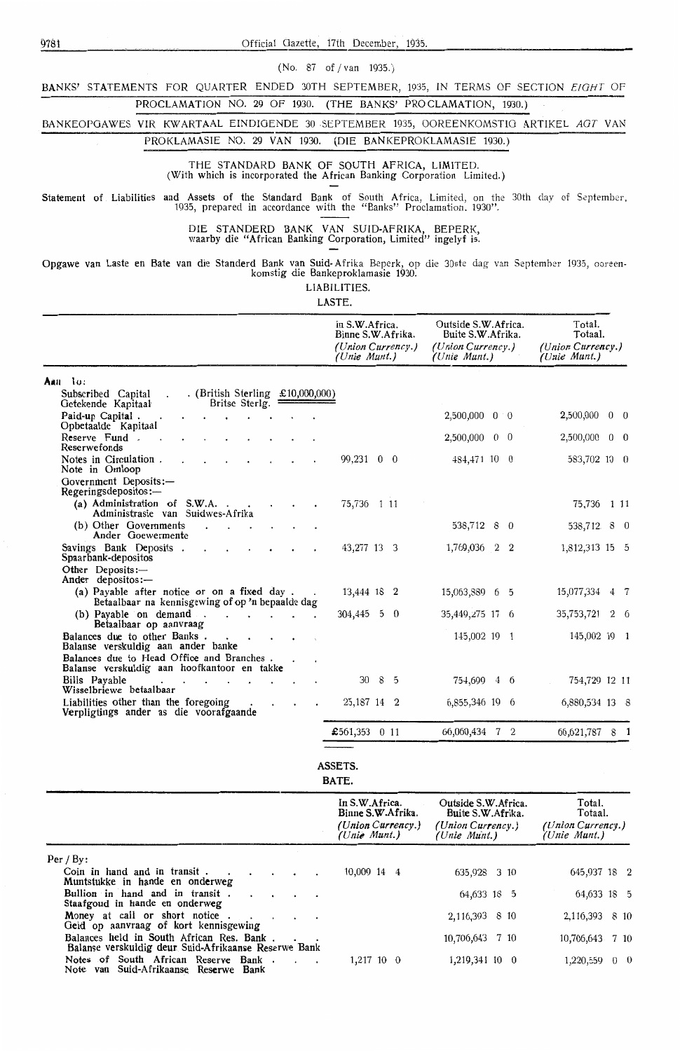(No. 87 of / van 1935.)

BANKS' STATEMENTS FOR QUARTER ENDED 30TH SEPTEMBER, 1935, IN TERMS OF SECTION *EIGHT* OF PROCLAMATION NO. 29 OF 1930. (THE BANKS' PROCLAMATION, 1930.)

BANKEOPGAWES VIR KWARTAAL EINDIGENDE 30 SEPTEMBER 1935, OOREENKOMSTIG ARTIKEL *AGT* VAN PROKLAMASIE NO. 29 VAN 1930. (DIE BANKEPROKLAMASIE 1930.)

THE STANDARD BANK OF SOUTH AFRICA, LIMITED.
(With which is incorporated the African Banking Corporation Limited.)

Statement of Liabilities and Assets of the Standard Bank of South Africa, Limited, on the 30th day of September, 1935, prepared in accordance with the "Banks" Proclamation. 1930".

DIE STANDERD BANK VAN SUID-AFRIKA, BEPERK,
waarby die "African Banking Corporation, Limited" ingelyf is.

Opgawe van Laste en Bate van die Standerd Bank van Suid-Afrika Beperk, op die 30ste dag van September 1935, ooreenkomstig die Bankeproklamasie 1930.

LIABILITIES.

LASTE.

| | In S.W.Africa. Binne S.W.Afrika. *(Union Currency.) (Unie Munt.)* | Outside S.W.Africa. Buite S.W.Afrika. *(Union Currency.) (Unie Munt.)* | Total. Totaal. *(Union Currency.) (Unie Munt.)* |
|---|---|---|---|
| Aan to: | | | |
| Subscribed Capital . (British Sterling £10,000,000) Getekende Kapitaal Britse Sterlg. | | | |
| Paid-up Capital . Opbetaalde Kapitaal | | 2,500,000 0 0 | 2,500,000 0 0 |
| Reserve Fund . Reserwefonds | | 2,500,000 0 0 | 2,500,000 0 0 |
| Notes in Circulation . Note in Omloop | 99,231 0 0 | 484,471 10 0 | 583,702 10 0 |
| Government Deposits:— Regeringsdepositos:— | | | |
| (a) Administration of S.W.A. Administrasie van Suidwes-Afrika | 75,736 1 11 | | 75,736 1 11 |
| (b) Other Governments Ander Goewermente | | 538,712 8 0 | 538,712 8 0 |
| Savings Bank Deposits . Spaarbank-depositos | 43,277 13 3 | 1,769,036 2 2 | 1,812,313 15 5 |
| Other Deposits:— Ander depositos:— | | | |
| (a) Payable after notice or on a fixed day . Betaalbaar na kennisgewing of op 'n bepaalde dag | 13,444 18 2 | 15,063,889 6 5 | 15,077,334 4 7 |
| (b) Payable on demand . Betaalbaar op aanvraag | 304,445 5 0 | 35,449,275 17 6 | 35,753,721 2 6 |
| Balances due to other Banks . Balanse verskuldig aan ander banke | | 145,002 19 1 | 145,002 19 1 |
| Balances due to Head Office and Branches . Balanse verskuldig aan hoofkantoor en takke | | | |
| Bills Payable Wisselbriewe betaalbaar | 30 8 5 | 754,699 4 6 | 754,729 12 11 |
| Liabilities other than the foregoing Verpligtings ander as die voorafgaande | 25,187 14 2 | 6,855,346 19 6 | 6,880,534 13 8 |
| | £561,353 0 11 | 66,060,434 7 2 | 66,621,787 8 1 |

ASSETS.

BATE.

| | In S.W.Africa. Binne S.W.Afrika. *(Union Currency.) (Unie Munt.)* | Outside S.W.Africa. Buite S.W.Afrika. *(Union Currency.) (Unie Munt.)* | Total. Totaal. *(Union Currency.) (Unie Munt.)* |
|---|---|---|---|
| Per / By: | | | |
| Coin in hand and in transit . Muntstukke in hande en onderweg | 10,009 14 4 | 635,928 3 10 | 645,937 18 2 |
| Bullion in hand and in transit . Staafgoud in hande en onderweg | | 64,633 18 5 | 64,633 18 5 |
| Money at call or short notice . Geld op aanvraag of kort kennisgewing | | 2,116,393 8 10 | 2,116,393 8 10 |
| Balances held in South African Res. Bank . Balanse verskuldig deur Suid-Afrikaanse Reserwe Bank | | 10,706,643 7 10 | 10,706,643 7 10 |
| Notes of South African Reserve Bank . Note van Suid-Afrikaanse Reserwe Bank | 1,217 10 0 | 1,219,341 10 0 | 1,220,559 0 0 |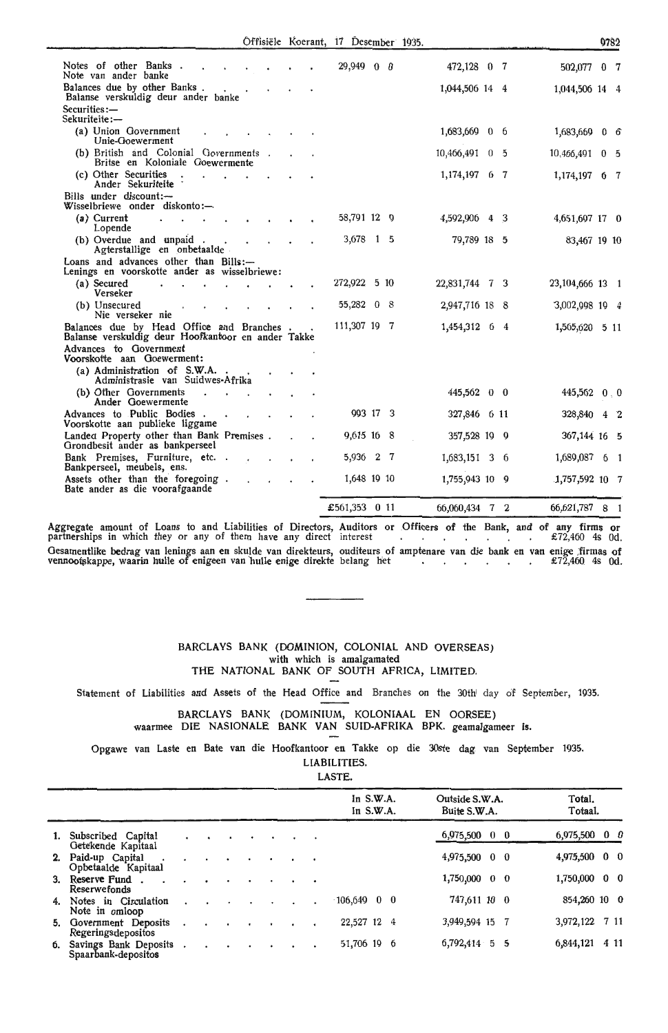| | In S.W.A. | Outside S.W.A. | Total. |
|---|---|---|---|
| Notes of other Banks<br>Note van ander banke | 29,949 0 0 | 472,128 0 7 | 502,077 0 7 |
| Balances due by other Banks<br>Balanse verskuldig deur ander banke | | 1,044,506 14 4 | 1,044,506 14 4 |
| Securities:—<br>Sekuriteite:— | | | |
| (a) Union Government<br>Unie-Goewerment | | 1,683,669 0 6 | 1,683,669 0 6 |
| (b) British and Colonial Governments<br>Britse en Koloniale Goewermente | | 10,466,491 0 5 | 10,466,491 0 5 |
| (c) Other Securities<br>Ander Sekuriteite | | 1,174,197 6 7 | 1,174,197 6 7 |
| Bills under discount:—<br>Wisselbriewe onder diskonto:— | | | |
| (a) Current<br>Lopende | 58,791 12 9 | 4,592,906 4 3 | 4,651,697 17 0 |
| (b) Overdue and unpaid<br>Agterstallige en onbetaalde | 3,678 1 5 | 79,789 18 5 | 83,467 19 10 |
| Loans and advances other than Bills:—<br>Lenings en voorskotte ander as wisselbriewe: | | | |
| (a) Secured<br>Verseker | 272,922 5 10 | 22,831,744 7 3 | 23,104,666 13 1 |
| (b) Unsecured<br>Nie verseker nie | 55,282 0 8 | 2,947,716 18 8 | 3,002,998 19 4 |
| Balances due by Head Office and Branches<br>Balanse verskuldig deur Hoofkantoor en ander Takke | 111,307 19 7 | 1,454,312 6 4 | 1,565,620 5 11 |
| Advances to Government<br>Voorskotte aan Goewerment: | | | |
| (a) Administration of S.W.A.<br>Administrasie van Suidwes-Afrika | | | |
| (b) Other Governments<br>Ander Goewermente | | 445,562 0 0 | 445,562 0 0 |
| Advances to Public Bodies<br>Voorskotte aan publieke liggame | 993 17 3 | 327,846 6 11 | 328,840 4 2 |
| Landed Property other than Bank Premises<br>Grondbesit ander as bankperseel | 9,615 16 8 | 357,528 19 9 | 367,144 16 5 |
| Bank Premises, Furniture, etc.<br>Bankperseel, meubels, ens. | 5,936 2 7 | 1,683,151 3 6 | 1,689,087 6 1 |
| Assets other than the foregoing<br>Bate ander as die voorafgaande | 1,648 19 10 | 1,755,943 10 9 | 1,757,592 10 7 |
| | £561,353 0 11 | 66,060,434 7 2 | 66,621,787 8 1 |

Aggregate amount of Loans to and Liabilities of Directors, Auditors or Officers of the Bank, and of any firms or partnerships in which they or any of them have any direct interest . . . . . . . . £72,460 4s 0d.

Gesamentlike bedrag van lenings aan en skulde van direkteurs, ouditeurs of amptenare van die bank en van enige firmas of vennootskappe, waarin hulle of enigeen van hulle enige direkte belang het . . . . . . . £72,460 4s 0d.

---

BARCLAYS BANK (DOMINION, COLONIAL AND OVERSEAS)
with which is amalgamated
THE NATIONAL BANK OF SOUTH AFRICA, LIMITED.

Statement of Liabilities and Assets of the Head Office and Branches on the 30th day of September, 1935.

BARCLAYS BANK (DOMINIUM, KOLONIAAL EN OORSEE)
waarmee DIE NASIONALE BANK VAN SUID-AFRIKA BPK. geamalgameer is.

Opgawe van Laste en Bate van die Hoofkantoor en Takke op die 30ste dag van September 1935.

LIABILITIES.
LASTE.

| | In S.W.A.<br>In S.W.A. | Outside S.W.A.<br>Buite S.W.A. | Total.<br>Totaal. |
|---|---|---|---|
| 1. Subscribed Capital<br>Getekende Kapitaal | | 6,975,500 0 0 | 6,975,500 0 0 |
| 2. Paid-up Capital<br>Opbetaalde Kapitaal | | 4,975,500 0 0 | 4,975,500 0 0 |
| 3. Reserve Fund<br>Reserwefonds | | 1,750,000 0 0 | 1,750,000 0 0 |
| 4. Notes in Circulation<br>Note in omloop | 106,649 0 0 | 747,611 10 0 | 854,260 10 0 |
| 5. Government Deposits<br>Regeringsdepositos | 22,527 12 4 | 3,949,594 15 7 | 3,972,122 7 11 |
| 6. Savings Bank Deposits<br>Spaarbank-depositos | 51,706 19 6 | 6,792,414 5 5 | 6,844,121 4 11 |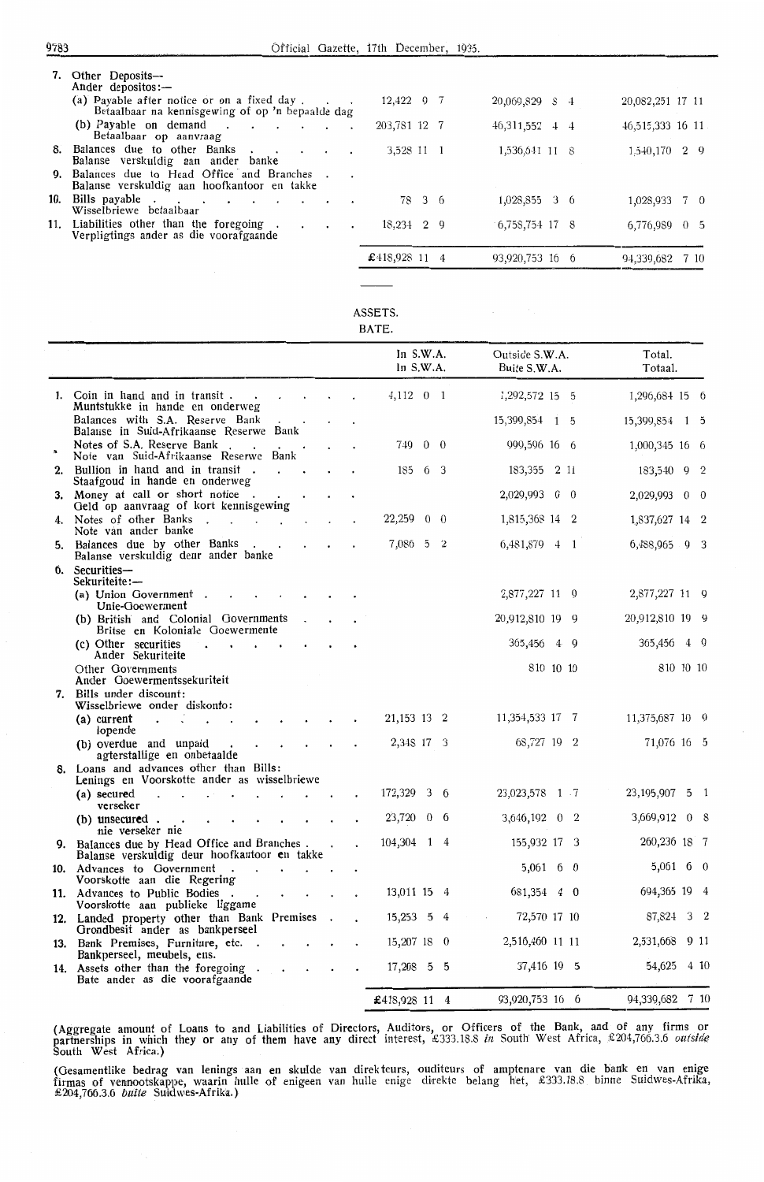| | | | |
|---|---|---|---|
| 7. Other Deposits— Ander depositos:— | | | |
| (a) Payable after notice or on a fixed day . Betaalbaar na kennisgewing of op 'n bepaalde dag | 12,422 9 7 | 20,069,829 8 4 | 20,082,251 17 11 |
| (b) Payable on demand Betaalbaar op aanvraag | 203,781 12 7 | 46,311,552 4 4 | 46,515,333 16 11 |
| 8. Balances due to other Banks Balanse verskuldig aan ander banke | 3,528 11 1 | 1,536,641 11 8 | 1,540,170 2 9 |
| 9. Balances due to Head Office and Branches Balanse verskuldig aan hoofkantoor en takke | | | |
| 10. Bills payable Wisselbriewe betaalbaar | 78 3 6 | 1,028,855 3 6 | 1,028,933 7 0 |
| 11. Liabilities other than the foregoing Verpligtings ander as die voorafgaande | 18,234 2 9 | 6,758,754 17 8 | 6,776,989 0 5 |
| | £418,928 11 4 | 93,920,753 16 6 | 94,339,682 7 10 |

ASSETS.
BATE.

| | In S.W.A. In S.W.A. | Outside S.W.A. Buite S.W.A. | Total. Totaal. |
|---|---|---|---|
| 1. Coin in hand and in transit . Muntstukke in hande en onderweg | 4,112 0 1 | 1,292,572 15 5 | 1,296,684 15 6 |
| Balances with S.A. Reserve Bank Balanse in Suid-Afrikaanse Reserwe Bank | | 15,399,854 1 5 | 15,399,854 1 5 |
| Notes of S.A. Reserve Bank Note van Suid-Afrikaanse Reserwe Bank | 749 0 0 | 999,596 16 6 | 1,000,345 16 6 |
| 2. Bullion in hand and in transit Staafgoud in hande en onderweg | 185 6 3 | 183,355 2 11 | 183,540 9 2 |
| 3. Money at call or short notice Geld op aanvraag of kort kennisgewing | | 2,029,993 0 0 | 2,029,993 0 0 |
| 4. Notes of other Banks Note van ander banke | 22,259 0 0 | 1,815,368 14 2 | 1,837,627 14 2 |
| 5. Balances due by other Banks Balanse verskuldig deur ander banke | 7,086 5 2 | 6,481,879 4 1 | 6,488,965 9 3 |
| 6. Securities— Sekuriteite:— | | | |
| (a) Union Government . Unie-Goewerment | | 2,877,227 11 9 | 2,877,227 11 9 |
| (b) British and Colonial Governments Britse en Koloniale Goewermente | | 20,912,810 19 9 | 20,912,810 19 9 |
| (c) Other securities Ander Sekuriteite | | 365,456 4 9 | 365,456 4 9 |
| Other Governments Ander Goewermentssekuriteit | | 810 10 10 | 810 10 10 |
| 7. Bills under discount: Wisselbriewe onder diskonto: | | | |
| (a) current lopende | 21,153 13 2 | 11,354,533 17 7 | 11,375,687 10 9 |
| (b) overdue and unpaid agterstallige en onbetaalde | 2,348 17 3 | 68,727 19 2 | 71,076 16 5 |
| 8. Loans and advances other than Bills: Lenings en Voorskotte ander as wisselbriewe | | | |
| (a) secured verseker | 172,329 3 6 | 23,023,578 1 7 | 23,195,907 5 1 |
| (b) unsecured . nie verseker nie | 23,720 0 6 | 3,646,192 0 2 | 3,669,912 0 8 |
| 9. Balances due by Head Office and Branches . Balanse verskuldig deur hoofkantoor en takke | 104,304 1 4 | 155,932 17 3 | 260,236 18 7 |
| 10. Advances to Government Voorskotte aan die Regering | | 5,061 6 0 | 5,061 6 0 |
| 11. Advances to Public Bodies . Voorskotte aan publieke liggame | 13,011 15 4 | 681,354 4 0 | 694,365 19 4 |
| 12. Landed property other than Bank Premises . Grondbesit ander as bankperseel | 15,253 5 4 | 72,570 17 10 | 87,824 3 2 |
| 13. Bank Premises, Furniture, etc. Bankperseel, meubels, ens. | 15,207 18 0 | 2,516,460 11 11 | 2,531,668 9 11 |
| 14. Assets other than the foregoing . Bate ander as die voorafgaande | 17,208 5 5 | 37,416 19 5 | 54,625 4 10 |
| | £418,928 11 4 | 93,920,753 16 6 | 94,339,682 7 10 |

(Aggregate amount of Loans to and Liabilities of Directors, Auditors, or Officers of the Bank, and of any firms or partnerships in which they or any of them have any direct interest, £333.18.8 *in* South West Africa, £204,766.3.6 *outside* South West Africa.)

(Gesamentlike bedrag van lenings aan en skulde van direkteurs, ouditeurs of amptenare van die bank en van enige firmas of vennootskappe, waarin hulle of enigeen van hulle enige direkte belang het, £333.18.8 binne Suidwes-Afrika, £204,766.3.6 *buite* Suidwes-Afrika.)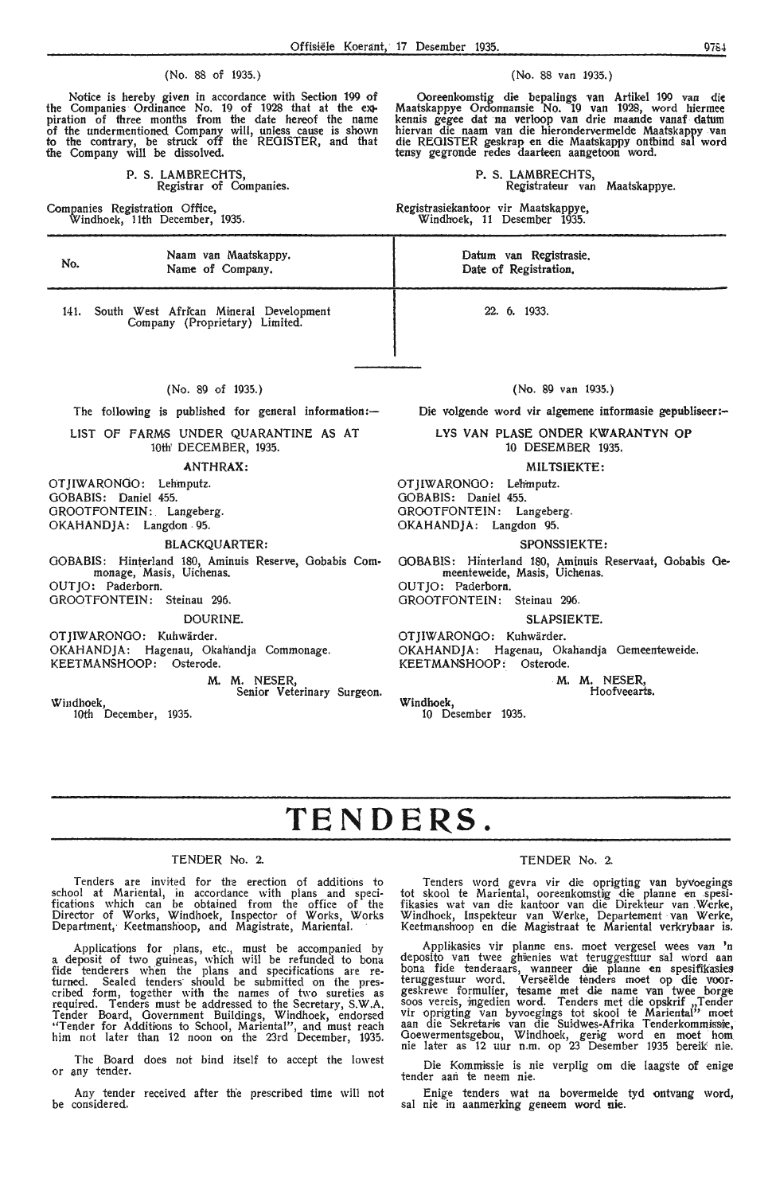(No. 88 of 1935.)

Notice is hereby given in accordance with Section 199 of the Companies Ordinance No. 19 of 1928 that at the expiration of three months from the date hereof the name of the undermentioned Company will, unless cause is shown to the contrary, be struck off the REGISTER, and that the Company will be dissolved.

P. S. LAMBRECHTS,
Registrar of Companies.

Companies Registration Office,
Windhoek, 11th December, 1935.

(No. 88 van 1935.)

Ooreenkomstig die bepalings van Artikel 199 van die Maatskappye Ordonnansie No. 19 van 1928, word hiermee kennis gegee dat na verloop van drie maande vanaf datum hiervan die naam van die hierondervermelde Maatskappy van die REGISTER geskrap en die Maatskappy ontbind sal word tensy gegronde redes daarteen aangetoon word.

P. S. LAMBRECHTS,
Registrateur van Maatskappye.

Registrasiekantoor vir Maatskappye,
Windhoek, 11 Desember 1935.

| No. | Naam van Maatskappy. Name of Company. | Datum van Registrasie. Date of Registration. |
|---|---|---|
| 141. | South West African Mineral Development Company (Proprietary) Limited. | 22. 6. 1933. |

(No. 89 of 1935.)

The following is published for general information:—

## LIST OF FARMS UNDER QUARANTINE AS AT 10th DECEMBER, 1935.

### ANTHRAX:

OTJIWARONGO: Lehmputz.
GOBABIS: Daniel 455.
GROOTFONTEIN: Langeberg.
OKAHANDJA: Langdon 95.

### BLACKQUARTER:

GOBABIS: Hinterland 180, Aminuis Reserve, Gobabis Commonage, Masis, Uichenas.
OUTJO: Paderborn.
GROOTFONTEIN: Steinau 296.

### DOURINE.

OTJIWARONGO: Kuhwärder.
OKAHANDJA: Hagenau, Okahandja Commonage.
KEETMANSHOOP: Osterode.

M. M. NESER,
Senior Veterinary Surgeon.

Windhoek,
10th December, 1935.

(No. 89 van 1935.)

Die volgende word vir algemene informasie gepubliseer:—

## LYS VAN PLASE ONDER KWARANTYN OP 10 DESEMBER 1935.

### MILTSIEKTE:

OTJIWARONGO: Lehmputz.
GOBABIS: Daniel 455.
GROOTFONTEIN: Langeberg.
OKAHANDJA: Langdon 95.

### SPONSSIEKTE:

GOBABIS: Hinterland 180, Aminuis Reservaat, Gobabis Gemeenteweide, Masis, Uichenas.
OUTJO: Paderborn.
GROOTFONTEIN: Steinau 296.

### SLAPSIEKTE.

OTJIWARONGO: Kuhwärder.
OKAHANDJA: Hagenau, Okahandja Gemeenteweide.
KEETMANSHOOP: Osterode.

M. M. NESER,
Hoofveearts.

Windhoek,
10 Desember 1935.

# TENDERS.

TENDER No. 2.

Tenders are invited for the erection of additions to school at Mariental, in accordance with plans and specifications which can be obtained from the office of the Director of Works, Windhoek, Inspector of Works, Works Department, Keetmanshoop, and Magistrate, Mariental.

Applications for plans, etc., must be accompanied by a deposit of two guineas, which will be refunded to bona fide tenderers when the plans and specifications are returned. Sealed tenders should be submitted on the prescribed form, together with the names of two sureties as required. Tenders must be addressed to the Secretary, S.W.A. Tender Board, Government Buildings, Windhoek, endorsed "Tender for Additions to School, Mariental", and must reach him not later than 12 noon on the 23rd December, 1935.

The Board does not bind itself to accept the lowest or any tender.

Any tender received after the prescribed time will not be considered.

TENDER No. 2.

Tenders word gevra vir die oprigting van byvoegings tot skool te Mariental, ooreenkomstig die planne en spesifikasies wat van die kantoor van die Direkteur van Werke, Windhoek, Inspekteur van Werke, Departement van Werke, Keetmanshoop en die Magistraat te Mariental verkrybaar is.

Applikasies vir planne ens. moet vergesel wees van 'n deposito van twee ghienies wat teruggestuur sal word aan bona fide tenderaars, wanneer die planne en spesifikasies teruggestuur word. Verseëlde tenders moet op die voorgeskrewe formulier, tesame met die name van twee borge soos vereis, ingedien word. Tenders met die opskrif „Tender vir oprigting van byvoegings tot skool te Mariental" moet aan die Sekretaris van die Suidwes-Afrika Tenderkommissie, Goewermentsgebou, Windhoek, gerig word en moet hom nie later as 12 uur n.m. op 23 Desember 1935 bereik nie.

Die Kommissie is nie verplig om die laagste of enige tender aan te neem nie.

Enige tenders wat na bovermelde tyd ontvang word, sal nie in aanmerking geneem word nie.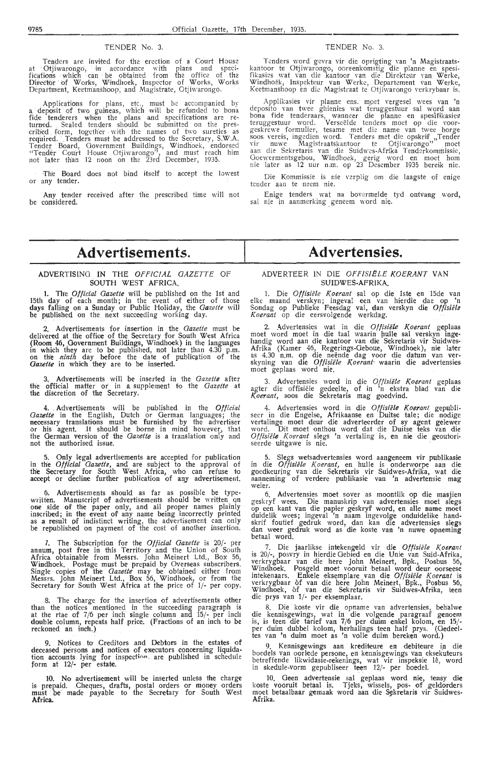## TENDER No. 3.

Tenders are invited for the erection of a Court House at Otjiwarongo, in accordance with plans and specifications which can be obtained from the office of the Director of Works, Windhoek, Inspector of Works, Works Department, Keetmanshoop, and Magistrate, Otjiwarongo.

Applications for plans, etc., must be accompanied by a deposit of two guineas, which will be refunded to bona fide tenderers when the plans and specifications are returned. Sealed tenders should be submitted on the prescribed form, together with the names of two sureties as required. Tenders must be addressed to the Secretary, S.W.A. Tender Board, Government Buildings, Windhoek, endorsed "Tender Court House Otjiwarongo", and must reach him not later than 12 noon on the 23rd December, 1935.

The Board does not bind itself to accept the lowest or any tender.

Any tender received after the prescribed time will not be considered.

## TENDER No. 3.

Tenders word gevra vir die oprigting van 'n Magistraatskantoor te Otjiwarongo, ooreenkomstig die planne en spesifikasies wat van die kantoor van die Direkteur van Werke, Windhoek, Inspekteur van Werke, Departement van Werke, Keetmanshoop en die Magistraat te Otjiwarongo verkrybaar is.

Applikasies vir planne ens. moet vergesel wees van 'n deposito van twee ghienies wat teruggestuur sal word aan bona fide tenderaars, wanneer die planne en spesifikasies teruggestuur word. Verseëlde tenders moet op die voorgeskrewe formulier, tesame met die name van twee borge soos vereis, ingedien word. Tenders met die opskrif „Tender vir nuwe Magistraatskantoor te Otjiwarongo" moet aan die Sekretaris van die Suidwes-Afrika Tenderkommissie, Goewermentsgebou, Windhoek, gerig word en moet hom nie later as 12 uur n.m. op 23 Desember 1935 bereik nie.

Die Kommissie is nie verplig om die laagste of enige tender aan te neem nie.

Enige tenders wat na bovermelde tyd ontvang word, sal nie in aanmerking geneem word nie.

# Advertisements.

## ADVERTISING IN THE *OFFICIAL GAZETTE* OF SOUTH WEST AFRICA.

1. The *Official Gazette* will be published on the 1st and 15th day of each month; in the event of either of those days falling on a Sunday or Public Holiday, the *Gazette* will be published on the next succeeding working day.

2. Advertisements for insertion in the *Gazette* must be delivered at the office of the Secretary for South West Africa (Room 46, Government Buildings, Windhoek) in the languages in which they are to be published, not later than 4.30 p.m. on the *ninth* day before the date of publication of the *Gazette* in which they are to be inserted.

3. Advertisements will be inserted in the *Gazette* after the official matter or in a supplement to the *Gazette* at the discretion of the Secretary.

4. Advertisements will be published in the *Official Gazette* in the English, Dutch or German languages; the necessary translations must be furnished by the advertiser or his agent. It should be borne in mind however, that the German version of the *Gazette* is a translation only and not the authorised issue.

5. Only legal advertisements are accepted for publication in the *Official Gazette*, and are subject to the approval of the Secretary for South West Africa, who can refuse to accept or decline further publication of any advertisement.

6. Advertisements should as far as possible be typewritten. Manuscript of advertisements should be written on one side of the paper only, and all proper names plainly inscribed; in the event of any name being incorrectly printed as a result of indistinct writing, the advertisement can only be republished on payment of the cost of another insertion.

7. The Subscription for the *Official Gazette* is 20/- per annum, post free in this Territory and the Union of South Africa obtainable from Messrs. John Meinert Ltd., Box 56, Windhoek. Postage must be prepaid by Overseas subscribers. Single copies of the *Gazette* may be obtained either from Messrs. John Meinert Ltd., Box 56, Windhoek, or from the Secretary for South West Africa at the price of 1/- per copy.

8. The charge for the insertion of advertisements other than the notices mentioned in the succeeding paragraph is at the rtae of 7/6 per inch single column and 15/- per inch double column, repeats half price. (Fractions of an inch to be reckoned an inch.)

9. Notices to Creditors and Debtors in the estates of deceased persons and notices of executors concerning liquidation accounts lying for inspection, are published in schedule form at 12/- per estate.

10. No advertisement will be inserted unless the charge is prepaid. Cheques, drafts, postal orders or money orders must be made payable to the Secretary for South West Africa.

# Advertensies.

## ADVERTEER IN DIE *OFFISIËLE KOERANT* VAN SUIDWES-AFRIKA.

1. Die *Offisiële Koerant* sal op die 1ste en 15de van elke maand verskyn; ingeval een van hierdie dae op 'n Sondag op Publieke Feesdag val, dan verskyn die *Offisiële Koerant* op die eersvolgende werkdag.

2. Advertensies wat in die *Offisiële Koerant* geplaas moet word moet in die taal waarin hulle sal verskyn ingehandig word aan die kantoor van die Sekretaris vir Suidwes-Afrika (Kamer 46, Regerings-Geboue, Windhoek), nie later as 4.30 n.m. op die neënde dag voor die datum van verskyning van die *Offisiële Koerant* waarin die advertensies moet geplaas word nie.

3. Advertensies word in die *Offisiële Koerant* geplaas agter die offisiële gedeelte, of in 'n ekstra blad van die *Koerant*, soos die Sekretaris mag goedvind.

4. Advertensies word in die *Offisiële Koerant* gepubliseer in die Engelse, Afrikaanse en Duitse tale; die nodige vertalinge moet deur die adverteerder of sy agent gelewer word. Dit moet onthou word dat die Duitse teks van die *Offisiële Koerant* slegs 'n vertaling is, en nie die geoutoriseerde uitgawe is nie.

5. Slegs wetsadvertensies word aangeneem vir publikasie in die *Offisiële Koerant*, en hulle is onderworpe aan die goedkeuring van die Sekretaris vir Suidwes-Afrika, wat die aanneming of verdere publikasie van 'n advertensie mag weier.

6. Advertensies moet sover as moontlik op die masjien geskryf wees. Die manuskrip van advertensies moet slegs op een kant van die papier geskryf word, en alle name moet duidelik wees; ingeval 'n naam ingevolge onduidelike handskrif foutief gedruk word, dan kan die advertensies slegs dan weer gedruk word as die koste van 'n nuwe opneming betaal word.

7. Die jaarlikse intekengeld vir die *Offisiële Koerant* is 20/-, posvry in hierdie Gebied en die Unie van Suid-Afrika, verkrygbaar van die here John Meinert, Bpk., Posbus 56, Windhoek. Posgeld moet vooruit betaal word deur oorseese intekenaars. Enkele eksemplare van die *Offisiële Koerant* is verkrygbaar òf van die here John Meinert, Bpk., Posbus 56, Windhoek, òf van die Sekretaris vir Suidwes-Afrika, teen die prys van 1/- per eksemplaar.

8. Die koste vir die opname van advertensies, behalwe die kennisgewings, wat in die volgende paragraaf genoem is, is teen die tarief van 7/6 per duim enkel kolom, en 15/- per duim dubbel kolom, herhalings teen half prys. (Gedeeltes van 'n duim moet as 'n volle duim bereken word.)

9. Kennisgewings aan krediteure en debiteure in die boedels van oorlede persone, en kennisgewings van eksekuteurs betreffende likwidasie-rekenings, wat vir inspeksie lê, word in skedule-vorm gepubliseer teen 12/- per boedel.

10. Geen advertensie sal geplaas word nie, tensy die koste vooruit betaal is. Tjeks, wissels, pos- of geldorders moet betaalbaar gemaak word aan die Sekretaris vir Suidwes-Afrika.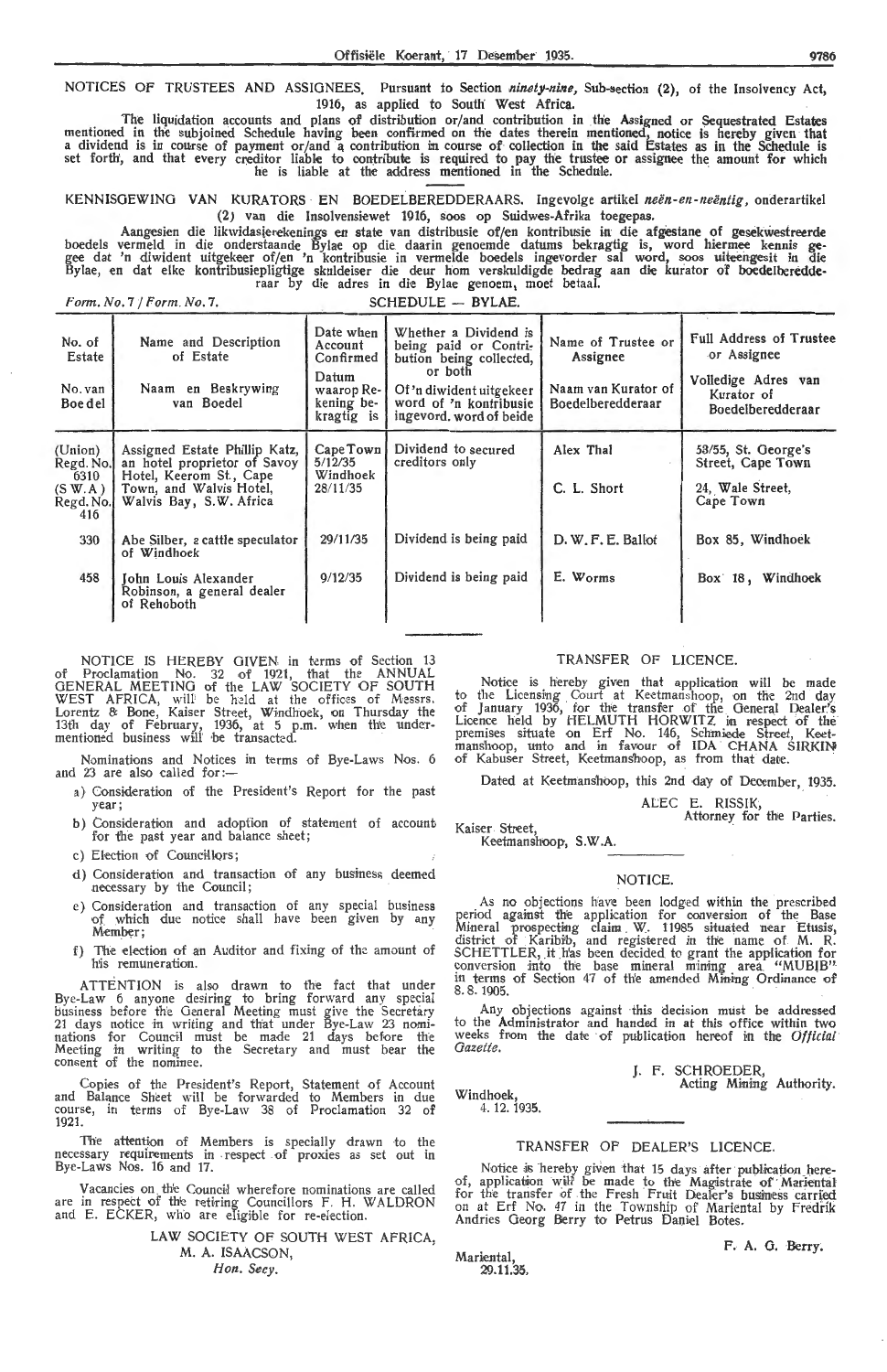NOTICES OF TRUSTEES AND ASSIGNEES. Pursuant to Section *ninety-nine*, Sub-section (2), of the Insolvency Act, 1916, as applied to South West Africa.

The liquidation accounts and plans of distribution or/and contribution in the Assigned or Sequestrated Estates mentioned in the subjoined Schedule having been confirmed on the dates therein mentioned, notice is hereby given that a dividend is in course of payment or/and a contribution in course of collection in the said Estates as in the Schedule is set forth, and that every creditor liable to contribute is required to pay the trustee or assignee the amount for which he is liable at the address mentioned in the Schedule.

KENNISGEWING VAN KURATORS EN BOEDELBEREDDERAARS. Ingevolge artikel *neën-en-neëntig*, onderartikel (2) van die Insolvensiewet 1916, soos op Suidwes-Afrika toegepas.

Aangesien die likwidasierekenings en state van distribusie of/en kontribusie in die afgestane of gesekwestreerde boedels vermeld in die onderstaande Bylae op die daarin genoemde datums bekragtig is, word hiermee kennis gegee dat 'n diwident uitgekeer of/en 'n kontribusie in vermelde boedels ingevorder sal word, soos uiteengesit in die Bylae, en dat elke kontribusiepligtige skuldeiser die deur hom verskuldigde bedrag aan die kurator of boedelberedderaar by die adres in die Bylae genoem, moet betaal.

*Form. No. 7 / Form. No. 7.* SCHEDULE — BYLAE.

| No. of Estate / No. van Boedel | Name and Description of Estate / Naam en Beskrywing van Boedel | Date when Account Confirmed / Datum waarop Rekening bekragtig is | Whether a Dividend is being paid or Contribution being collected, or both / Of 'n diwident uitgekeer word of 'n kontribusie ingevord. word of beide | Name of Trustee or Assignee / Naam van Kurator of Boedelberedderaar | Full Address of Trustee or Assignee / Volledige Adres van Kurator of Boedelberedderaar |
|---|---|---|---|---|---|
| (Union) Regd. No. 6310 (S.W.A.) Regd. No. 416 | Assigned Estate Phillip Katz, an hotel proprietor of Savoy Hotel, Keerom St., Cape Town, and Walvis Hotel, Walvis Bay, S.W. Africa | Cape Town 5/12/35 Windhoek 28/11/35 | Dividend to secured creditors only | Alex Thal<br>C. L. Short | 53/55, St. George's Street, Cape Town<br>24, Wale Street, Cape Town |
| 330 | Abe Silber, a cattle speculator of Windhoek | 29/11/35 | Dividend is being paid | D. W. F. E. Ballot | Box 85, Windhoek |
| 458 | John Louis Alexander Robinson, a general dealer of Rehoboth | 9/12/35 | Dividend is being paid | E. Worms | Box 18, Windhoek |

---

NOTICE IS HEREBY GIVEN in terms of Section 13 of Proclamation No. 32 of 1921, that the ANNUAL GENERAL MEETING of the LAW SOCIETY OF SOUTH WEST AFRICA, will be held at the offices of Messrs. Lorentz & Bone, Kaiser Street, Windhoek, on Thursday the 13th day of February, 1936, at 5 p.m. when the undermentioned business will be transacted.

Nominations and Notices in terms of Bye-Laws Nos. 6 and 23 are also called for:—

a) Consideration of the President's Report for the past year;

b) Consideration and adoption of statement of account for the past year and balance sheet;

c) Election of Councillors;

d) Consideration and transaction of any business deemed necessary by the Council;

e) Consideration and transaction of any special business of which due notice shall have been given by any Member;

f) The election of an Auditor and fixing of the amount of his remuneration.

ATTENTION is also drawn to the fact that under Bye-Law 6 anyone desiring to bring forward any special business before the General Meeting must give the Secretary 21 days notice in writing and that under Bye-Law 23 nominations for Council must be made 21 days before the Meeting in writing to the Secretary and must bear the consent of the nominee.

Copies of the President's Report, Statement of Account and Balance Sheet will be forwarded to Members in due course, in terms of Bye-Law 38 of Proclamation 32 of 1921.

The attention of Members is specially drawn to the necessary requirements in respect of proxies as set out in Bye-Laws Nos. 16 and 17.

Vacancies on the Council wherefore nominations are called are in respect of the retiring Councillors F. H. WALDRON and E. ECKER, who are eligible for re-election.

LAW SOCIETY OF SOUTH WEST AFRICA,
M. A. ISAACSON,
*Hon. Secy.*

---

TRANSFER OF LICENCE.

Notice is hereby given that application will be made to the Licensing Court at Keetmanshoop, on the 2nd day of January 1936, for the transfer of the General Dealer's Licence held by HELMUTH HORWITZ in respect of the premises situate on Erf No. 146, Schmiede Street, Keetmanshoop, unto and in favour of IDA CHANA SIRKIN of Kabuser Street, Keetmanshoop, as from that date.

Dated at Keetmanshoop, this 2nd day of December, 1935.

ALEC E. RISSIK,
Attorney for the Parties.

Kaiser Street,
Keetmanshoop, S.W.A.

---

NOTICE.

As no objections have been lodged within the prescribed period against the application for conversion of the Base Mineral prospecting claim W. 11985 situated near Etusis, district of Karibib, and registered in the name of M. R. SCHETTLER, it has been decided to grant the application for conversion into the base mineral mining area "MUBIB" in terms of Section 47 of the amended Mining Ordinance of 8. 8. 1905.

Any objections against this decision must be addressed to the Administrator and handed in at this office within two weeks from the date of publication hereof in the *Official Gazette*.

J. F. SCHROEDER,
Acting Mining Authority.

Windhoek,
4. 12. 1935.

---

TRANSFER OF DEALER'S LICENCE.

Notice is hereby given that 15 days after publication hereof, application will be made to the Magistrate of Mariental for the transfer of the Fresh Fruit Dealer's business carried on at Erf No. 47 in the Township of Mariental by Fredrik Andries Georg Berry to Petrus Daniel Botes.

F. A. G. Berry.

Mariental,
29.11.35.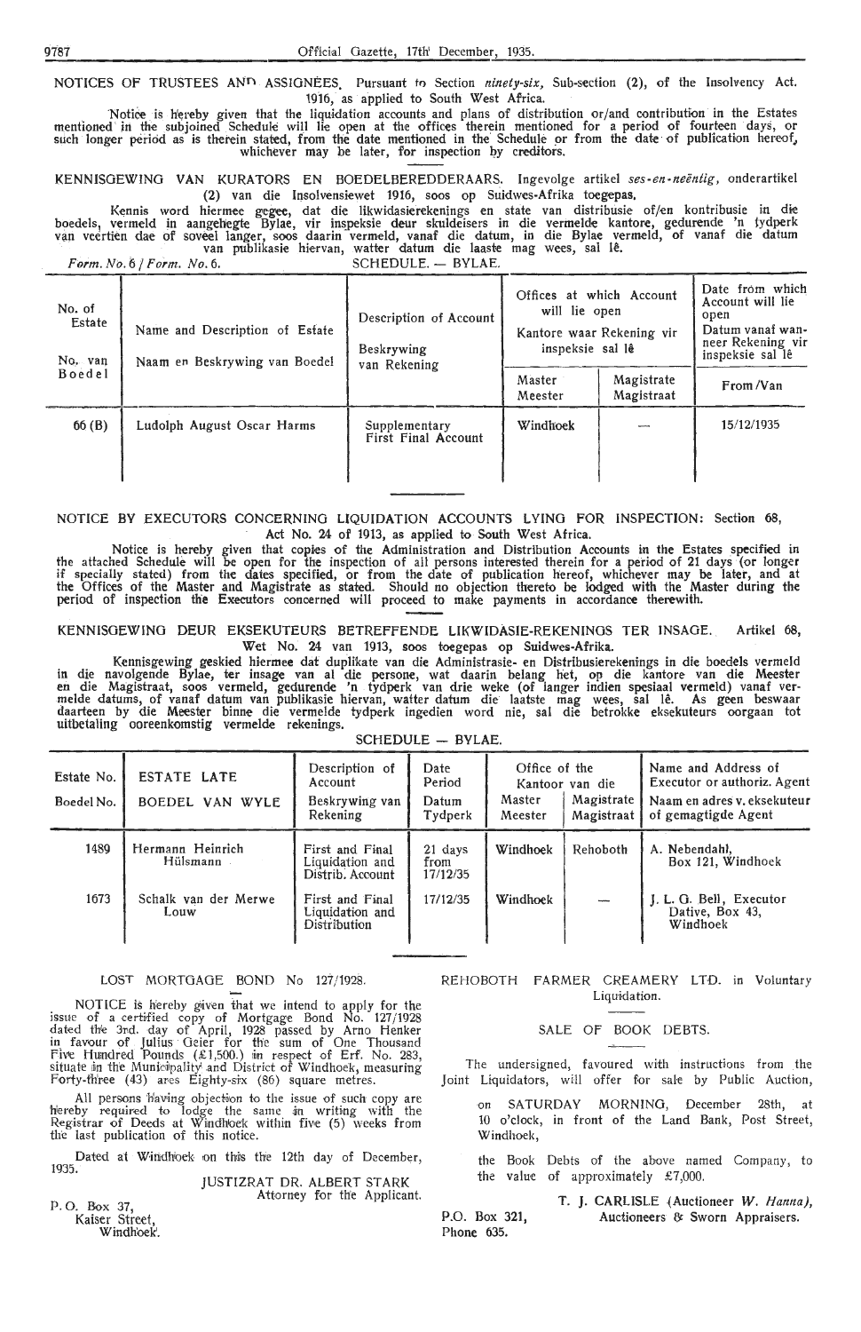NOTICES OF TRUSTEES AND ASSIGNEES. Pursuant to Section *ninety-six*, Sub-section (2), of the Insolvency Act. 1916, as applied to South West Africa.

Notice is hereby given that the liquidation accounts and plans of distribution or/and contribution in the Estates mentioned in the subjoined Schedule will lie open at the offices therein mentioned for a period of fourteen days, or such longer period as is therein stated, from the date mentioned in the Schedule or from the date of publication hereof, whichever may be later, for inspection by creditors.

KENNISGEWING VAN KURATORS EN BOEDELBEREDDERAARS. Ingevolge artikel *ses-en-neëntig*, onderartikel (2) van die Insolvensiewet 1916, soos op Suidwes-Afrika toegepas.

Kennis word hiermee gegee, dat die likwidasierekenings en state van distribusie of/en kontribusie in die boedels, vermeld in aangehegte Bylae, vir inspeksie deur skuldeisers in die vermelde kantore, gedurende 'n tydperk van veertien dae of soveel langer, soos daarin vermeld, vanaf die datum, in die Bylae vermeld, of vanaf die datum van publikasie hiervan, watter datum die laaste mag wees, sal lê.

*Form. No. 6 / Form. No. 6.* SCHEDULE. — BYLAE.

| No. of Estate / No. van Boedel | Name and Description of Estate / Naam en Beskrywing van Boedel | Description of Account / Beskrywing van Rekening | Offices at which Account will lie open / Kantore waar Rekening vir inspeksie sal lê | | Date from which Account will lie open / Datum vanaf wanneer Rekening vir inspeksie sal lê |
|---|---|---|---|---|---|
| | | | Master / Meester | Magistrate / Magistraat | From /Van |
| 66 (B) | Ludolph August Oscar Harms | Supplementary First Final Account | Windhoek | — | 15/12/1935 |

NOTICE BY EXECUTORS CONCERNING LIQUIDATION ACCOUNTS LYING FOR INSPECTION: Section 68, Act No. 24 of 1913, as applied to South West Africa.

Notice is hereby given that copies of the Administration and Distribution Accounts in the Estates specified in the attached Schedule will be open for the inspection of all persons interested therein for a period of 21 days (or longer if specially stated) from the dates specified, or from the date of publication hereof, whichever may be later, and at the Offices of the Master and Magistrate as stated. Should no objection thereto be lodged with the Master during the period of inspection the Executors concerned will proceed to make payments in accordance therewith.

KENNISGEWING DEUR EKSEKUTEURS BETREFFENDE LIKWIDASIE-REKENINGS TER INSAGE. Artikel 68, Wet No. 24 van 1913, soos toegepas op Suidwes-Afrika.

Kennisgewing geskied hiermee dat duplikate van die Administrasie- en Distribusierekenings in die boedels vermeld in die navolgende Bylae, ter insage van al die persone, wat daarin belang het, op die kantore van die Meester en die Magistraat, soos vermeld, gedurende 'n tydperk van drie weke (of langer indien spesiaal vermeld) vanaf vermelde datums, of vanaf datum van publikasie hiervan, watter datum die laaste mag wees, sal lê. As geen beswaar daarteen by die Meester binne die vermelde tydperk ingedien word nie, sal die betrokke eksekuteurs oorgaan tot uitbetaling ooreenkomstig vermelde rekenings.

SCHEDULE — BYLAE.

| Estate No. / Boedel No. | ESTATE LATE / BOEDEL VAN WYLE | Description of Account / Beskrywing van Rekening | Date Period / Datum Tydperk | Office of the / Kantoor van die | | Name and Address of Executor or authoriz. Agent / Naam en adres v. eksekuteur of gemagtigde Agent |
|---|---|---|---|---|---|---|
| | | | | Master / Meester | Magistrate / Magistraat | |
| 1489 | Hermann Heinrich Hülsmann | First and Final Liquidation and Distrib. Account | 21 days from 17/12/35 | Windhoek | Rehoboth | A. Nebendahl, Box 121, Windhoek |
| 1673 | Schalk van der Merwe Louw | First and Final Liquidation and Distribution | 17/12/35 | Windhoek | — | J. L. G. Bell, Executor Dative, Box 43, Windhoek |

LOST MORTGAGE BOND No 127/1928.

NOTICE is hereby given that we intend to apply for the issue of a certified copy of Mortgage Bond No. 127/1928 dated the 3rd. day of April, 1928 passed by Arno Henker in favour of Julius Geier for the sum of One Thousand Five Hundred Pounds (£1,500.) in respect of Erf. No. 283, situate in the Municipality and District of Windhoek, measuring Forty-three (43) ares Eighty-six (86) square metres.

All persons having objection to the issue of such copy are hereby required to lodge the same in writing with the Registrar of Deeds at Windhoek within five (5) weeks from the last publication of this notice.

Dated at Windhoek on this the 12th day of December, 1935.

JUSTIZRAT DR. ALBERT STARK
Attorney for the Applicant.

P. O. Box 37,
Kaiser Street,
Windhoek.

REHOBOTH FARMER CREAMERY LTD. in Voluntary Liquidation.

SALE OF BOOK DEBTS.

The undersigned, favoured with instructions from the Joint Liquidators, will offer for sale by Public Auction,

on SATURDAY MORNING, December 28th, at 10 o'clock, in front of the Land Bank, Post Street, Windhoek,

the Book Debts of the above named Company, to the value of approximately £7,000.

T. J. CARLISLE (Auctioneer *W. Hanna*),
Auctioneers & Sworn Appraisers.

P.O. Box 321,
Phone 635.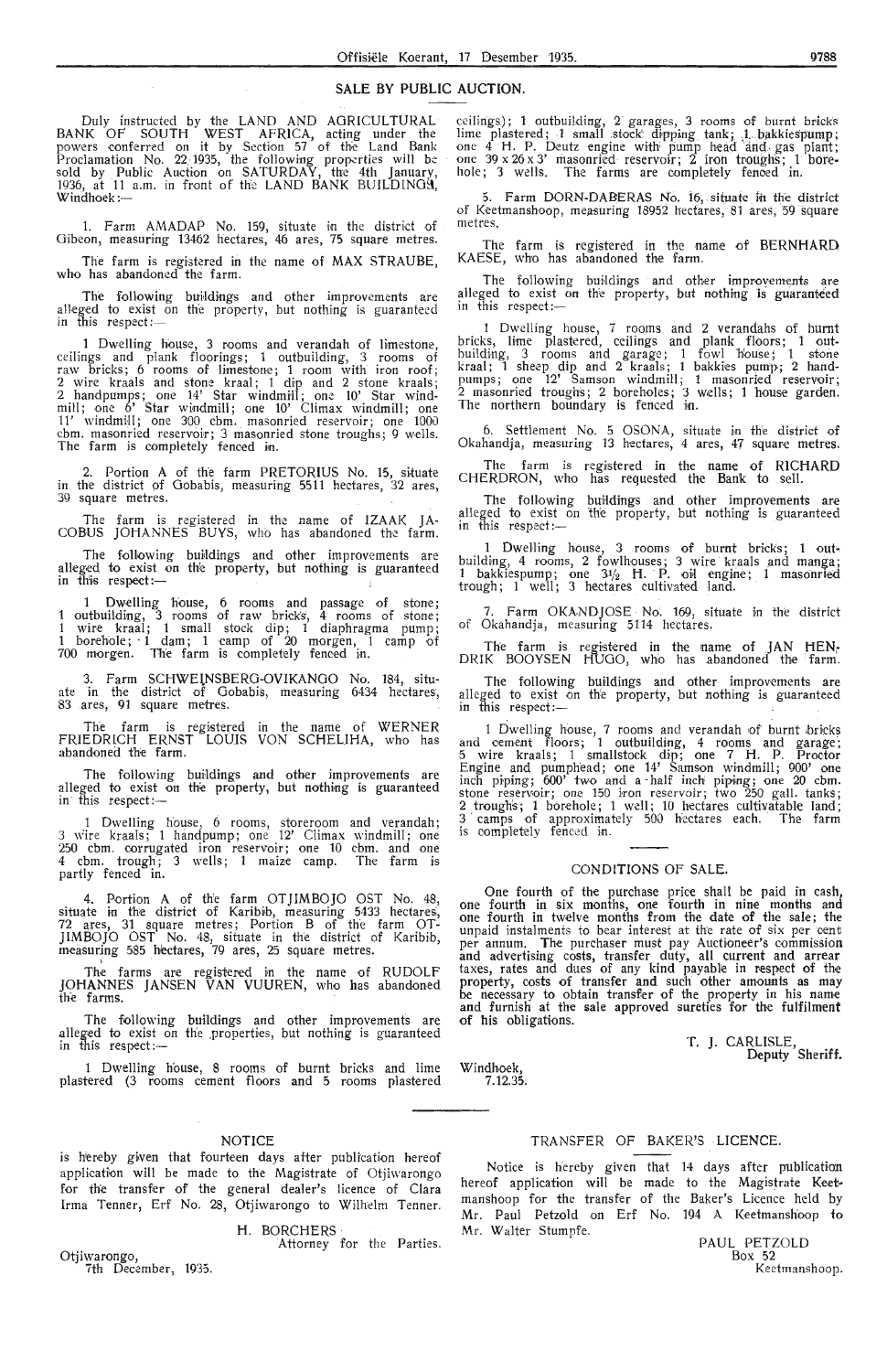## SALE BY PUBLIC AUCTION.

Duly instructed by the LAND AND AGRICULTURAL BANK OF SOUTH WEST AFRICA, acting under the powers conferred on it by Section 57 of the Land Bank Proclamation No. 22/1935, the following properties will be sold by Public Auction on SATURDAY, the 4th January, 1936, at 11 a.m. in front of the LAND BANK BUILDINGS, Windhoek:—

1. Farm AMADAP No. 159, situate in the district of Gibeon, measuring 13462 hectares, 46 ares, 75 square metres.

The farm is registered in the name of MAX STRAUBE, who has abandoned the farm.

The following buildings and other improvements are alleged to exist on the property, but nothing is guaranteed in this respect:—

1 Dwelling house, 3 rooms and verandah of limestone, ceilings and plank floorings; 1 outbuilding, 3 rooms of raw bricks; 6 rooms of limestone; 1 room with iron roof; 2 wire kraals and stone kraal; 1 dip and 2 stone kraals; 2 handpumps; one 14' Star windmill; one 10' Star windmill; one 6' Star windmill; one 10' Climax windmill; one 11' windmill; one 300 cbm. masonried reservoir; one 1000 cbm. masonried reservoir; 3 masonried stone troughs; 9 wells. The farm is completely fenced in.

2. Portion A of the farm PRETORIUS No. 15, situate in the district of Gobabis, measuring 5511 hectares, 32 ares, 39 square metres.

The farm is registered in the name of IZAAK JACOBUS JOHANNES BUYS, who has abandoned the farm.

The following buildings and other improvements are alleged to exist on the property, but nothing is guaranteed in this respect:—

1 Dwelling house, 6 rooms and passage of stone; 1 outbuilding, 3 rooms of raw bricks, 4 rooms of stone; 1 wire kraal; 1 small stock dip; 1 diaphragma pump; 1 borehole; 1 dam; 1 camp of 20 morgen, 1 camp of 700 morgen. The farm is completely fenced in.

3. Farm SCHWEINSBERG-OVIKANGO No. 184, situate in the district of Gobabis, measuring 6434 hectares, 83 ares, 91 square metres.

The farm is registered in the name of WERNER FRIEDRICH ERNST LOUIS VON SCHELIHA, who has abandoned the farm.

The following buildings and other improvements are alleged to exist on the property, but nothing is guaranteed in this respect:—

1 Dwelling house, 6 rooms, storeroom and verandah; 3 wire kraals; 1 handpump; one 12' Climax windmill; one 250 cbm. corrugated iron reservoir; one 10 cbm. and one 4 cbm. trough; 3 wells; 1 maize camp. The farm is partly fenced in.

4. Portion A of the farm OTJIMBOJO OST No. 48, situate in the district of Karibib, measuring 5433 hectares, 72 ares, 31 square metres; Portion B of the farm OTJIMBOJO OST No. 48, situate in the district of Karibib, measuring 585 hectares, 79 ares, 25 square metres.

The farms are registered in the name of RUDOLF JOHANNES JANSEN VAN VUUREN, who has abandoned the farms.

The following buildings and other improvements are alleged to exist on the properties, but nothing is guaranteed in this respect:—

1 Dwelling house, 8 rooms of burnt bricks and lime plastered (3 rooms cement floors and 5 rooms plastered ceilings); 1 outbuilding, 2 garages, 3 rooms of burnt bricks lime plastered; 1 small stock dipping tank; 1 bakkiespump; one 4 H. P. Deutz engine with pump head and gas plant; one 39 x 26 x 3' masonried reservoir; 2 iron troughs; 1 borehole; 3 wells. The farms are completely fenced in.

5. Farm DORN-DABERAS No. 16, situate in the district of Keetmanshoop, measuring 18952 hectares, 81 ares, 59 square metres.

The farm is registered in the name of BERNHARD KAESE, who has abandoned the farm.

The following buildings and other improvements are alleged to exist on the property, but nothing is guaranteed in this respect:—

1 Dwelling house, 7 rooms and 2 verandahs of burnt bricks, lime plastered, ceilings and plank floors; 1 outbuilding, 3 rooms and garage; 1 fowl house; 1 stone kraal; 1 sheep dip and 2 kraals; 1 bakkies pump; 2 handpumps; one 12' Samson windmill; 1 masonried reservoir; 2 masonried troughs; 2 boreholes; 3 wells; 1 house garden. The northern boundary is fenced in.

6. Settlement No. 5 OSONA, situate in the district of Okahandja, measuring 13 hectares, 4 ares, 47 square metres.

The farm is registered in the name of RICHARD CHERDRON, who has requested the Bank to sell.

The following buildings and other improvements are alleged to exist on the property, but nothing is guaranteed in this respect:—

1 Dwelling house, 3 rooms of burnt bricks; 1 outbuilding, 4 rooms, 2 fowlhouses; 3 wire kraals and manga; 1 bakkiespump; one 3½ H. P. oil engine; 1 masonried trough; 1 well; 3 hectares cultivated land.

7. Farm OKANDJOSE No. 169, situate in the district of Okahandja, measuring 5114 hectares.

The farm is registered in the name of JAN HENDRIK BOOYSEN HUGO, who has abandoned the farm.

The following buildings and other improvements are alleged to exist on the property, but nothing is guaranteed in this respect:—

1 Dwelling house, 7 rooms and verandah of burnt bricks and cement floors; 1 outbuilding, 4 rooms and garage; 5 wire kraals; 1 smallstock dip; one 7 H. P. Proctor Engine and pumphead; one 14' Samson windmill; 900' one inch piping; 600' two and a half inch piping; one 20 cbm. stone reservoir; one 150 iron reservoir; two 250 gall. tanks; 2 troughs; 1 borehole; 1 well; 10 hectares cultivatable land; 3 camps of approximately 500 hectares each. The farm is completely fenced in.

### CONDITIONS OF SALE.

One fourth of the purchase price shall be paid in cash, one fourth in six months, one fourth in nine months and one fourth in twelve months from the date of the sale; the unpaid instalments to bear interest at the rate of six per cent per annum. The purchaser must pay Auctioneer's commission and advertising costs, transfer duty, all current and arrear taxes, rates and dues of any kind payable in respect of the property, costs of transfer and such other amounts as may be necessary to obtain transfer of the property in his name and furnish at the sale approved sureties for the fulfilment of his obligations.

T. J. CARLISLE,
Deputy Sheriff.

Windhoek,
7.12.35.

---

### NOTICE

is hereby given that fourteen days after publication hereof application will be made to the Magistrate of Otjiwarongo for the transfer of the general dealer's licence of Clara Irma Tenner, Erf No. 28, Otjiwarongo to Wilhelm Tenner.

H. BORCHERS
Attorney for the Parties.

Otjiwarongo,
7th December, 1935.

---

### TRANSFER OF BAKER'S LICENCE.

Notice is hereby given that 14 days after publication hereof application will be made to the Magistrate Keetmanshoop for the transfer of the Baker's Licence held by Mr. Paul Petzold on Erf No. 194 A Keetmanshoop to Mr. Walter Stumpfe.

PAUL PETZOLD
Box 52
Keetmanshoop.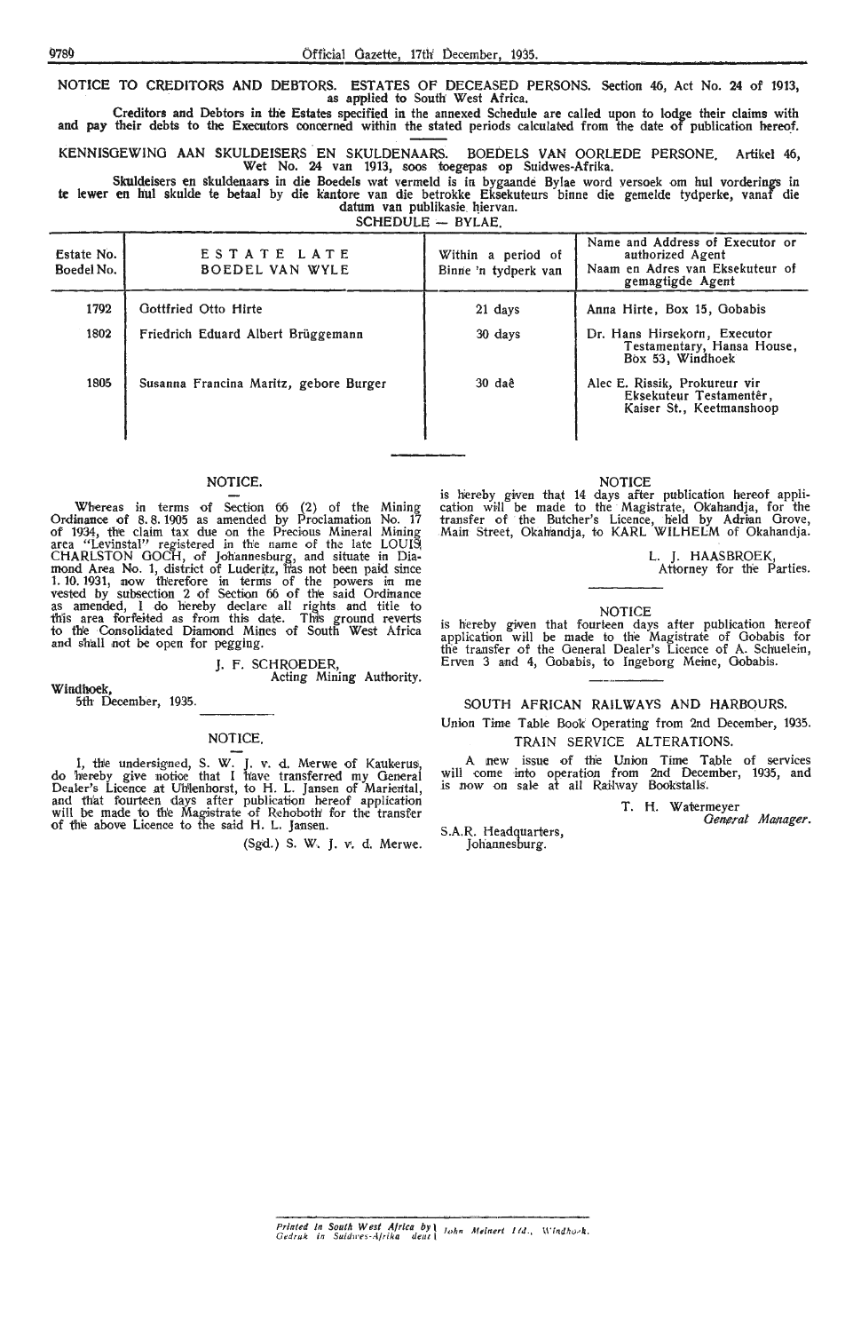NOTICE TO CREDITORS AND DEBTORS. ESTATES OF DECEASED PERSONS. Section 46, Act No. 24 of 1913, as applied to South West Africa.

**Creditors and Debtors in the Estates specified in the annexed Schedule are called upon to lodge their claims with and pay their debts to the Executors concerned within the stated periods calculated from the date of publication hereof.**

KENNISGEWING AAN SKULDEISERS EN SKULDENAARS. BOEDELS VAN OORLEDE PERSONE. Artikel 46, Wet No. 24 van 1913, soos toegepas op Suidwes-Afrika.

**Skuldeisers en skuldenaars in die Boedels wat vermeld is in bygaande Bylae word versoek om hul vorderings in te lewer en hul skulde te betaal by die kantore van die betrokke Eksekuteurs binne die gemelde tydperke, vanaf die datum van publikasie hiervan.**

SCHEDULE — BYLAE.

| Estate No. Boedel No. | ESTATE LATE BOEDEL VAN WYLE | Within a period of Binne 'n tydperk van | Name and Address of Executor or authorized Agent Naam en Adres van Eksekuteur of gemagtigde Agent |
|---|---|---|---|
| 1792 | Gottfried Otto Hirte | 21 days | Anna Hirte, Box 15, Gobabis |
| 1802 | Friedrich Eduard Albert Brüggemann | 30 days | Dr. Hans Hirsekorn, Executor Testamentary, Hansa House, Box 53, Windhoek |
| 1805 | Susanna Francina Maritz, gebore Burger | 30 daë | Alec E. Rissik, Prokureur vir Eksekuteur Testamentêr, Kaiser St., Keetmanshoop |

NOTICE.

Whereas in terms of Section 66 (2) of the Mining Ordinance of 8. 8. 1905 as amended by Proclamation No. 17 of 1934, the claim tax due on the Precious Mineral Mining area "Levinstal" registered in the name of the late LOUIS CHARLSTON GOCH, of Johannesburg, and situate in Diamond Area No. 1, district of Luderitz, has not been paid since 1. 10. 1931, now therefore in terms of the powers in me vested by subsection 2 of Section 66 of the said Ordinance as amended, I do hereby declare all rights and title to this area forfeited as from this date. This ground reverts to the Consolidated Diamond Mines of South West Africa and shall not be open for pegging.

J. F. SCHROEDER,
Acting Mining Authority.

Windhoek,
5th December, 1935.

NOTICE.

I, the undersigned, S. W. J. v. d. Merwe of Kaukerus, do hereby give notice that I have transferred my General Dealer's Licence at Uhlenhorst, to H. L. Jansen of Mariental, and that fourteen days after publication hereof application will be made to the Magistrate of Rehoboth for the transfer of the above Licence to the said H. L. Jansen.

(Sgd.) S. W. J. v. d. Merwe.

NOTICE

is hereby given that 14 days after publication hereof application will be made to the Magistrate, Okahandja, for the transfer of the Butcher's Licence, held by Adrian Grove, Main Street, Okahandja, to KARL WILHELM of Okahandja.

L. J. HAASBROEK,
Attorney for the Parties.

NOTICE

is hereby given that fourteen days after publication hereof application will be made to the Magistrate of Gobabis for the transfer of the General Dealer's Licence of A. Schuelein, Erven 3 and 4, Gobabis, to Ingeborg Meine, Gobabis.

SOUTH AFRICAN RAILWAYS AND HARBOURS.

Union Time Table Book Operating from 2nd December, 1935.

TRAIN SERVICE ALTERATIONS.

A new issue of the Union Time Table of services will come into operation from 2nd December, 1935, and is now on sale at all Railway Bookstalls.

T. H. Watermeyer
*General Manager.*

S.A.R. Headquarters,
Johannesburg.

*Printed in South West Africa by / Gedruk in Suidwes-Afrika deur* John Meinert Ltd., Windhoek.